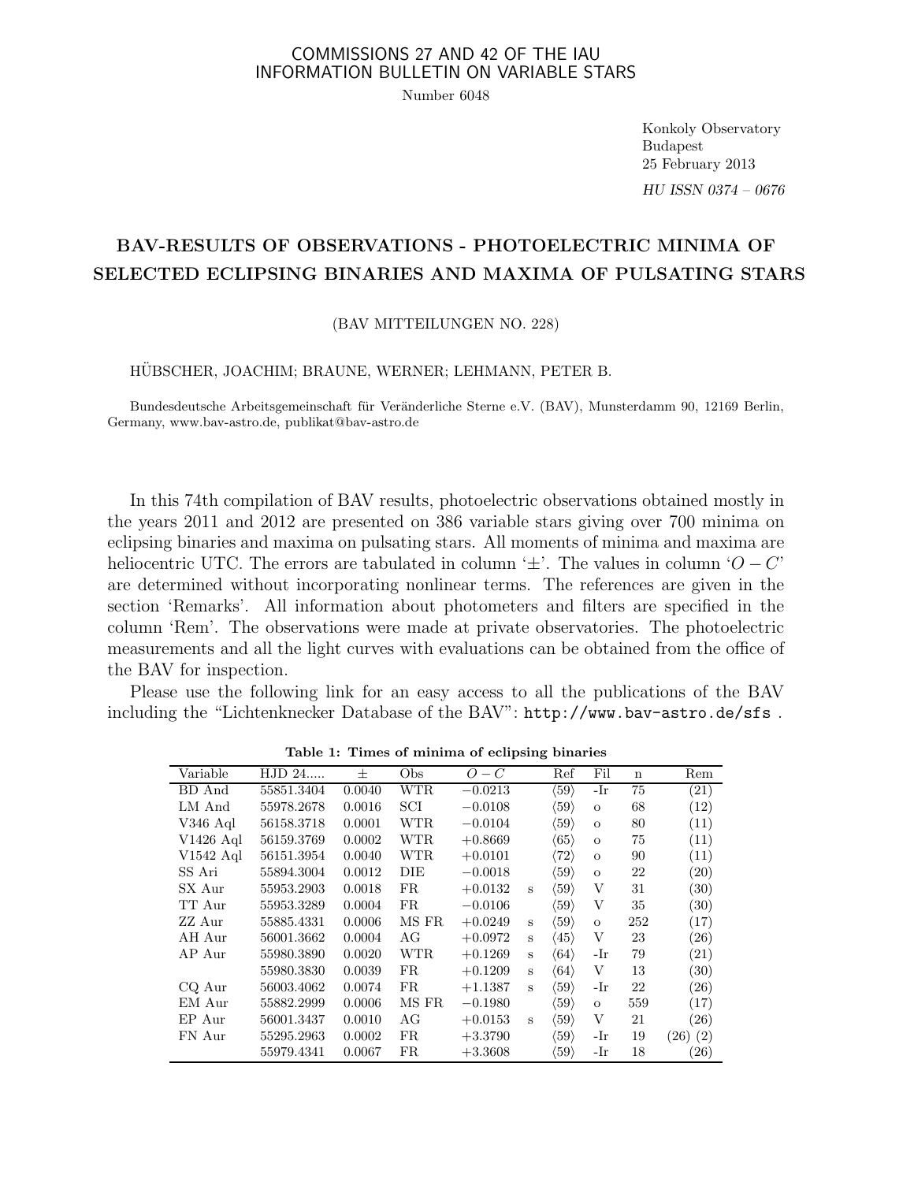COMMISSIONS 27 AND 42 OF THE IAU
INFORMATION BULLETIN ON VARIABLE STARS

Number 6048

Konkoly Observatory
Budapest
25 February 2013

*HU ISSN 0374 – 0676*

# BAV-RESULTS OF OBSERVATIONS - PHOTOELECTRIC MINIMA OF SELECTED ECLIPSING BINARIES AND MAXIMA OF PULSATING STARS

(BAV MITTEILUNGEN NO. 228)

HÜBSCHER, JOACHIM; BRAUNE, WERNER; LEHMANN, PETER B.

Bundesdeutsche Arbeitsgemeinschaft für Veränderliche Sterne e.V. (BAV), Munsterdamm 90, 12169 Berlin, Germany, www.bav-astro.de, publikat@bav-astro.de

In this 74th compilation of BAV results, photoelectric observations obtained mostly in the years 2011 and 2012 are presented on 386 variable stars giving over 700 minima on eclipsing binaries and maxima on pulsating stars. All moments of minima and maxima are heliocentric UTC. The errors are tabulated in column '±'. The values in column '$O-C$' are determined without incorporating nonlinear terms. The references are given in the section 'Remarks'. All information about photometers and filters are specified in the column 'Rem'. The observations were made at private observatories. The photoelectric measurements and all the light curves with evaluations can be obtained from the office of the BAV for inspection.

Please use the following link for an easy access to all the publications of the BAV including the "Lichtenknecker Database of the BAV": `http://www.bav-astro.de/sfs` .

**Table 1: Times of minima of eclipsing binaries**

| Variable | HJD 24..... | ± | Obs | $O-C$ | | Ref | Fil | n | Rem |
|---|---|---|---|---|---|---|---|---|---|
| BD And | 55851.3404 | 0.0040 | WTR | −0.0213 | | ⟨59⟩ | -Ir | 75 | (21) |
| LM And | 55978.2678 | 0.0016 | SCI | −0.0108 | | ⟨59⟩ | o | 68 | (12) |
| V346 Aql | 56158.3718 | 0.0001 | WTR | −0.0104 | | ⟨59⟩ | o | 80 | (11) |
| V1426 Aql | 56159.3769 | 0.0002 | WTR | +0.8669 | | ⟨65⟩ | o | 75 | (11) |
| V1542 Aql | 56151.3954 | 0.0040 | WTR | +0.0101 | | ⟨72⟩ | o | 90 | (11) |
| SS Ari | 55894.3004 | 0.0012 | DIE | −0.0018 | | ⟨59⟩ | o | 22 | (20) |
| SX Aur | 55953.2903 | 0.0018 | FR | +0.0132 | s | ⟨59⟩ | V | 31 | (30) |
| TT Aur | 55953.3289 | 0.0004 | FR | −0.0106 | | ⟨59⟩ | V | 35 | (30) |
| ZZ Aur | 55885.4331 | 0.0006 | MS FR | +0.0249 | s | ⟨59⟩ | o | 252 | (17) |
| AH Aur | 56001.3662 | 0.0004 | AG | +0.0972 | s | ⟨45⟩ | V | 23 | (26) |
| AP Aur | 55980.3890 | 0.0020 | WTR | +0.1269 | s | ⟨64⟩ | -Ir | 79 | (21) |
| | 55980.3830 | 0.0039 | FR | +0.1209 | s | ⟨64⟩ | V | 13 | (30) |
| CQ Aur | 56003.4062 | 0.0074 | FR | +1.1387 | s | ⟨59⟩ | -Ir | 22 | (26) |
| EM Aur | 55882.2999 | 0.0006 | MS FR | −0.1980 | | ⟨59⟩ | o | 559 | (17) |
| EP Aur | 56001.3437 | 0.0010 | AG | +0.0153 | s | ⟨59⟩ | V | 21 | (26) |
| FN Aur | 55295.2963 | 0.0002 | FR | +3.3790 | | ⟨59⟩ | -Ir | 19 | (26) (2) |
| | 55979.4341 | 0.0067 | FR | +3.3608 | | ⟨59⟩ | -Ir | 18 | (26) |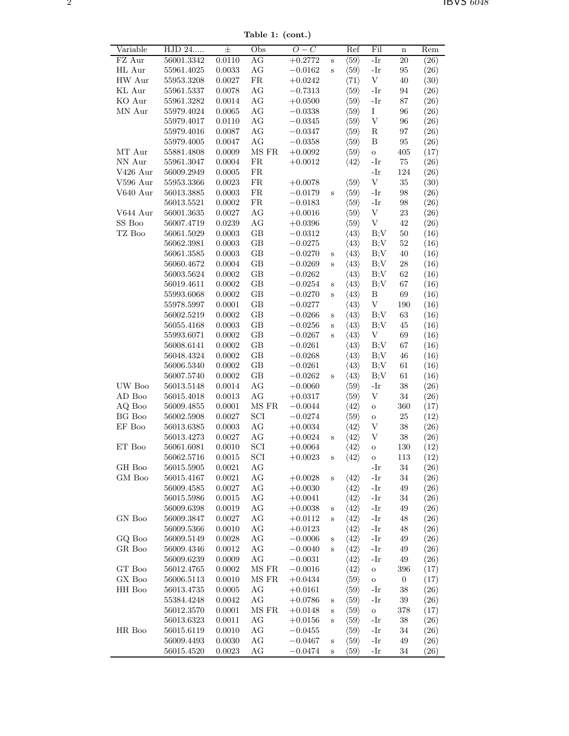**Table 1: (cont.)**

| Variable | HJD 24..... | ± | Obs | $O-C$ | | Ref | Fil | n | Rem |
|---|---|---|---|---|---|---|---|---|---|
| FZ Aur | 56001.3342 | 0.0110 | AG | +0.2772 | s | ⟨59⟩ | -Ir | 20 | (26) |
| HL Aur | 55961.4025 | 0.0033 | AG | −0.0162 | s | ⟨59⟩ | -Ir | 95 | (26) |
| HW Aur | 55953.3208 | 0.0027 | FR | +0.0242 | | ⟨71⟩ | V | 40 | (30) |
| KL Aur | 55961.5337 | 0.0078 | AG | −0.7313 | | ⟨59⟩ | -Ir | 94 | (26) |
| KO Aur | 55961.3282 | 0.0014 | AG | +0.0500 | | ⟨59⟩ | -Ir | 87 | (26) |
| MN Aur | 55979.4024 | 0.0065 | AG | −0.0338 | | ⟨59⟩ | I | 96 | (26) |
| | 55979.4017 | 0.0110 | AG | −0.0345 | | ⟨59⟩ | V | 96 | (26) |
| | 55979.4016 | 0.0087 | AG | −0.0347 | | ⟨59⟩ | R | 97 | (26) |
| | 55979.4005 | 0.0047 | AG | −0.0358 | | ⟨59⟩ | B | 95 | (26) |
| MT Aur | 55881.4808 | 0.0009 | MS FR | +0.0092 | | ⟨59⟩ | o | 405 | (17) |
| NN Aur | 55961.3047 | 0.0004 | FR | +0.0012 | | ⟨42⟩ | -Ir | 75 | (26) |
| V426 Aur | 56009.2949 | 0.0005 | FR | | | | -Ir | 124 | (26) |
| V596 Aur | 55953.3366 | 0.0023 | FR | +0.0078 | | ⟨59⟩ | V | 35 | (30) |
| V640 Aur | 56013.3885 | 0.0003 | FR | −0.0179 | s | ⟨59⟩ | -Ir | 98 | (26) |
| | 56013.5521 | 0.0002 | FR | −0.0183 | | ⟨59⟩ | -Ir | 98 | (26) |
| V644 Aur | 56001.3635 | 0.0027 | AG | +0.0016 | | ⟨59⟩ | V | 23 | (26) |
| SS Boo | 56007.4719 | 0.0239 | AG | +0.0396 | | ⟨59⟩ | V | 42 | (26) |
| TZ Boo | 56061.5029 | 0.0003 | GB | −0.0312 | | ⟨43⟩ | B;V | 50 | (16) |
| | 56062.3981 | 0.0003 | GB | −0.0275 | | ⟨43⟩ | B;V | 52 | (16) |
| | 56061.3585 | 0.0003 | GB | −0.0270 | s | ⟨43⟩ | B;V | 40 | (16) |
| | 56060.4672 | 0.0004 | GB | −0.0269 | s | ⟨43⟩ | B;V | 28 | (16) |
| | 56003.5624 | 0.0002 | GB | −0.0262 | | ⟨43⟩ | B;V | 62 | (16) |
| | 56019.4611 | 0.0002 | GB | −0.0254 | s | ⟨43⟩ | B;V | 67 | (16) |
| | 55993.6068 | 0.0002 | GB | −0.0270 | s | ⟨43⟩ | B | 69 | (16) |
| | 55978.5997 | 0.0001 | GB | −0.0277 | | ⟨43⟩ | V | 190 | (16) |
| | 56002.5219 | 0.0002 | GB | −0.0266 | s | ⟨43⟩ | B;V | 63 | (16) |
| | 56055.4168 | 0.0003 | GB | −0.0256 | s | ⟨43⟩ | B;V | 45 | (16) |
| | 55993.6071 | 0.0002 | GB | −0.0267 | s | ⟨43⟩ | V | 69 | (16) |
| | 56008.6141 | 0.0002 | GB | −0.0261 | | ⟨43⟩ | B;V | 67 | (16) |
| | 56048.4324 | 0.0002 | GB | −0.0268 | | ⟨43⟩ | B;V | 46 | (16) |
| | 56006.5340 | 0.0002 | GB | −0.0261 | | ⟨43⟩ | B;V | 61 | (16) |
| | 56007.5740 | 0.0002 | GB | −0.0262 | s | ⟨43⟩ | B;V | 61 | (16) |
| UW Boo | 56013.5148 | 0.0014 | AG | −0.0060 | | ⟨59⟩ | -Ir | 38 | (26) |
| AD Boo | 56015.4018 | 0.0013 | AG | +0.0317 | | ⟨59⟩ | V | 34 | (26) |
| AQ Boo | 56009.4855 | 0.0001 | MS FR | −0.0044 | | ⟨42⟩ | o | 360 | (17) |
| BG Boo | 56002.5908 | 0.0027 | SCI | −0.0274 | | ⟨59⟩ | o | 25 | (12) |
| EF Boo | 56013.6385 | 0.0003 | AG | +0.0034 | | ⟨42⟩ | V | 38 | (26) |
| | 56013.4273 | 0.0027 | AG | +0.0024 | s | ⟨42⟩ | V | 38 | (26) |
| ET Boo | 56061.6081 | 0.0010 | SCI | +0.0064 | | ⟨42⟩ | o | 130 | (12) |
| | 56062.5716 | 0.0015 | SCI | +0.0023 | s | ⟨42⟩ | o | 113 | (12) |
| GH Boo | 56015.5905 | 0.0021 | AG | | | | -Ir | 34 | (26) |
| GM Boo | 56015.4167 | 0.0021 | AG | +0.0028 | s | ⟨42⟩ | -Ir | 34 | (26) |
| | 56009.4585 | 0.0027 | AG | +0.0030 | | ⟨42⟩ | -Ir | 49 | (26) |
| | 56015.5986 | 0.0015 | AG | +0.0041 | | ⟨42⟩ | -Ir | 34 | (26) |
| | 56009.6398 | 0.0019 | AG | +0.0038 | s | ⟨42⟩ | -Ir | 49 | (26) |
| GN Boo | 56009.3847 | 0.0027 | AG | +0.0112 | s | ⟨42⟩ | -Ir | 48 | (26) |
| | 56009.5366 | 0.0010 | AG | +0.0123 | | ⟨42⟩ | -Ir | 48 | (26) |
| GQ Boo | 56009.5149 | 0.0028 | AG | −0.0006 | s | ⟨42⟩ | -Ir | 49 | (26) |
| GR Boo | 56009.4346 | 0.0012 | AG | −0.0040 | s | ⟨42⟩ | -Ir | 49 | (26) |
| | 56009.6239 | 0.0009 | AG | −0.0031 | | ⟨42⟩ | -Ir | 49 | (26) |
| GT Boo | 56012.4765 | 0.0002 | MS FR | −0.0016 | | ⟨42⟩ | o | 396 | (17) |
| GX Boo | 56006.5113 | 0.0010 | MS FR | +0.0434 | | ⟨59⟩ | o | 0 | (17) |
| HH Boo | 56013.4735 | 0.0005 | AG | +0.0161 | | ⟨59⟩ | -Ir | 38 | (26) |
| | 55384.4248 | 0.0042 | AG | +0.0786 | s | ⟨59⟩ | -Ir | 39 | (26) |
| | 56012.3570 | 0.0001 | MS FR | +0.0148 | s | ⟨59⟩ | o | 378 | (17) |
| | 56013.6323 | 0.0011 | AG | +0.0156 | s | ⟨59⟩ | -Ir | 38 | (26) |
| HR Boo | 56015.6119 | 0.0010 | AG | −0.0455 | | ⟨59⟩ | -Ir | 34 | (26) |
| | 56009.4493 | 0.0030 | AG | −0.0467 | s | ⟨59⟩ | -Ir | 49 | (26) |
| | 56015.4520 | 0.0023 | AG | −0.0474 | s | ⟨59⟩ | -Ir | 34 | (26) |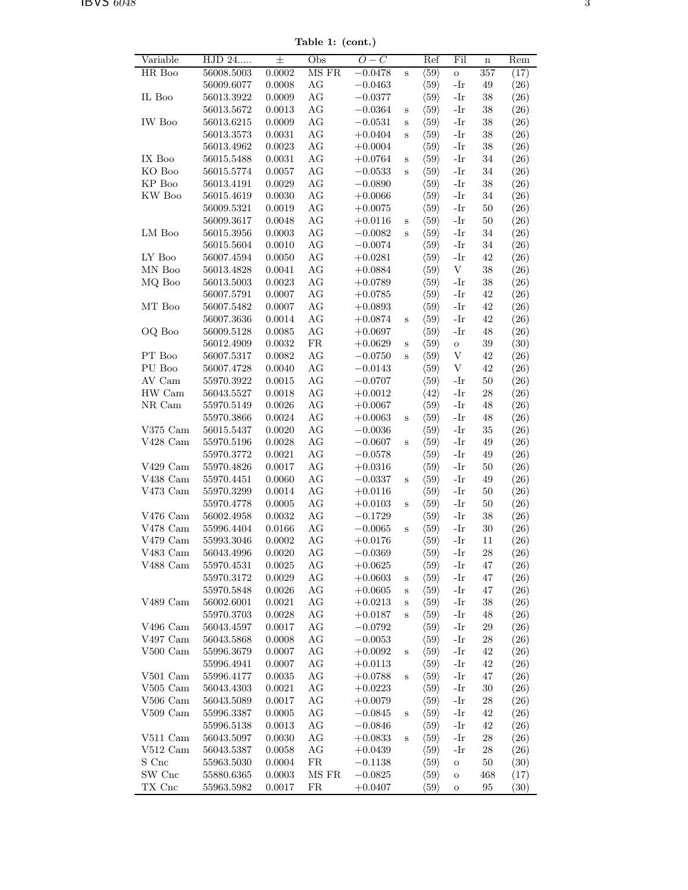**Table 1: (cont.)**

| Variable | HJD 24..... | ± | Obs | $O-C$ | | Ref | Fil | n | Rem |
|---|---|---|---|---|---|---|---|---|---|
| HR Boo | 56008.5003 | 0.0002 | MS FR | −0.0478 | s | ⟨59⟩ | o | 357 | (17) |
| | 56009.6077 | 0.0008 | AG | −0.0463 | | ⟨59⟩ | -Ir | 49 | (26) |
| IL Boo | 56013.3922 | 0.0009 | AG | −0.0377 | | ⟨59⟩ | -Ir | 38 | (26) |
| | 56013.5672 | 0.0013 | AG | −0.0364 | s | ⟨59⟩ | -Ir | 38 | (26) |
| IW Boo | 56013.6215 | 0.0009 | AG | −0.0531 | s | ⟨59⟩ | -Ir | 38 | (26) |
| | 56013.3573 | 0.0031 | AG | +0.0404 | s | ⟨59⟩ | -Ir | 38 | (26) |
| | 56013.4962 | 0.0023 | AG | +0.0004 | | ⟨59⟩ | -Ir | 38 | (26) |
| IX Boo | 56015.5488 | 0.0031 | AG | +0.0764 | s | ⟨59⟩ | -Ir | 34 | (26) |
| KO Boo | 56015.5774 | 0.0057 | AG | −0.0533 | s | ⟨59⟩ | -Ir | 34 | (26) |
| KP Boo | 56013.4191 | 0.0029 | AG | −0.0890 | | ⟨59⟩ | -Ir | 38 | (26) |
| KW Boo | 56015.4619 | 0.0030 | AG | +0.0066 | | ⟨59⟩ | -Ir | 34 | (26) |
| | 56009.5321 | 0.0019 | AG | +0.0075 | | ⟨59⟩ | -Ir | 50 | (26) |
| | 56009.3617 | 0.0048 | AG | +0.0116 | s | ⟨59⟩ | -Ir | 50 | (26) |
| LM Boo | 56015.3956 | 0.0003 | AG | −0.0082 | s | ⟨59⟩ | -Ir | 34 | (26) |
| | 56015.5604 | 0.0010 | AG | −0.0074 | | ⟨59⟩ | -Ir | 34 | (26) |
| LY Boo | 56007.4594 | 0.0050 | AG | +0.0281 | | ⟨59⟩ | -Ir | 42 | (26) |
| MN Boo | 56013.4828 | 0.0041 | AG | +0.0884 | | ⟨59⟩ | V | 38 | (26) |
| MQ Boo | 56013.5003 | 0.0023 | AG | +0.0789 | | ⟨59⟩ | -Ir | 38 | (26) |
| | 56007.5791 | 0.0007 | AG | +0.0785 | | ⟨59⟩ | -Ir | 42 | (26) |
| MT Boo | 56007.5482 | 0.0007 | AG | +0.0893 | | ⟨59⟩ | -Ir | 42 | (26) |
| | 56007.3636 | 0.0014 | AG | +0.0874 | s | ⟨59⟩ | -Ir | 42 | (26) |
| OQ Boo | 56009.5128 | 0.0085 | AG | +0.0697 | | ⟨59⟩ | -Ir | 48 | (26) |
| | 56012.4909 | 0.0032 | FR | +0.0629 | s | ⟨59⟩ | o | 39 | (30) |
| PT Boo | 56007.5317 | 0.0082 | AG | −0.0750 | s | ⟨59⟩ | V | 42 | (26) |
| PU Boo | 56007.4728 | 0.0040 | AG | −0.0143 | | ⟨59⟩ | V | 42 | (26) |
| AV Cam | 55970.3922 | 0.0015 | AG | −0.0707 | | ⟨59⟩ | -Ir | 50 | (26) |
| HW Cam | 56043.5527 | 0.0018 | AG | +0.0012 | | ⟨42⟩ | -Ir | 28 | (26) |
| NR Cam | 55970.5149 | 0.0026 | AG | +0.0067 | | ⟨59⟩ | -Ir | 48 | (26) |
| | 55970.3866 | 0.0024 | AG | +0.0063 | s | ⟨59⟩ | -Ir | 48 | (26) |
| V375 Cam | 56015.5437 | 0.0020 | AG | −0.0036 | | ⟨59⟩ | -Ir | 35 | (26) |
| V428 Cam | 55970.5196 | 0.0028 | AG | −0.0607 | s | ⟨59⟩ | -Ir | 49 | (26) |
| | 55970.3772 | 0.0021 | AG | −0.0578 | | ⟨59⟩ | -Ir | 49 | (26) |
| V429 Cam | 55970.4826 | 0.0017 | AG | +0.0316 | | ⟨59⟩ | -Ir | 50 | (26) |
| V438 Cam | 55970.4451 | 0.0060 | AG | −0.0337 | s | ⟨59⟩ | -Ir | 49 | (26) |
| V473 Cam | 55970.3299 | 0.0014 | AG | +0.0116 | | ⟨59⟩ | -Ir | 50 | (26) |
| | 55970.4778 | 0.0005 | AG | +0.0103 | s | ⟨59⟩ | -Ir | 50 | (26) |
| V476 Cam | 56002.4958 | 0.0032 | AG | −0.1729 | | ⟨59⟩ | -Ir | 38 | (26) |
| V478 Cam | 55996.4404 | 0.0166 | AG | −0.0065 | s | ⟨59⟩ | -Ir | 30 | (26) |
| V479 Cam | 55993.3046 | 0.0002 | AG | +0.0176 | | ⟨59⟩ | -Ir | 11 | (26) |
| V483 Cam | 56043.4996 | 0.0020 | AG | −0.0369 | | ⟨59⟩ | -Ir | 28 | (26) |
| V488 Cam | 55970.4531 | 0.0025 | AG | +0.0625 | | ⟨59⟩ | -Ir | 47 | (26) |
| | 55970.3172 | 0.0029 | AG | +0.0603 | s | ⟨59⟩ | -Ir | 47 | (26) |
| | 55970.5848 | 0.0026 | AG | +0.0605 | s | ⟨59⟩ | -Ir | 47 | (26) |
| V489 Cam | 56002.6001 | 0.0021 | AG | +0.0213 | s | ⟨59⟩ | -Ir | 38 | (26) |
| | 55970.3703 | 0.0028 | AG | +0.0187 | s | ⟨59⟩ | -Ir | 48 | (26) |
| V496 Cam | 56043.4597 | 0.0017 | AG | −0.0792 | | ⟨59⟩ | -Ir | 29 | (26) |
| V497 Cam | 56043.5868 | 0.0008 | AG | −0.0053 | | ⟨59⟩ | -Ir | 28 | (26) |
| V500 Cam | 55996.3679 | 0.0007 | AG | +0.0092 | s | ⟨59⟩ | -Ir | 42 | (26) |
| | 55996.4941 | 0.0007 | AG | +0.0113 | | ⟨59⟩ | -Ir | 42 | (26) |
| V501 Cam | 55996.4177 | 0.0035 | AG | +0.0788 | s | ⟨59⟩ | -Ir | 47 | (26) |
| V505 Cam | 56043.4303 | 0.0021 | AG | +0.0223 | | ⟨59⟩ | -Ir | 30 | (26) |
| V506 Cam | 56043.5089 | 0.0017 | AG | +0.0079 | | ⟨59⟩ | -Ir | 28 | (26) |
| V509 Cam | 55996.3387 | 0.0005 | AG | −0.0845 | s | ⟨59⟩ | -Ir | 42 | (26) |
| | 55996.5138 | 0.0013 | AG | −0.0846 | | ⟨59⟩ | -Ir | 42 | (26) |
| V511 Cam | 56043.5097 | 0.0030 | AG | +0.0833 | s | ⟨59⟩ | -Ir | 28 | (26) |
| V512 Cam | 56043.5387 | 0.0058 | AG | +0.0439 | | ⟨59⟩ | -Ir | 28 | (26) |
| S Cnc | 55963.5030 | 0.0004 | FR | −0.1138 | | ⟨59⟩ | o | 50 | (30) |
| SW Cnc | 55880.6365 | 0.0003 | MS FR | −0.0825 | | ⟨59⟩ | o | 468 | (17) |
| TX Cnc | 55963.5982 | 0.0017 | FR | +0.0407 | | ⟨59⟩ | o | 95 | (30) |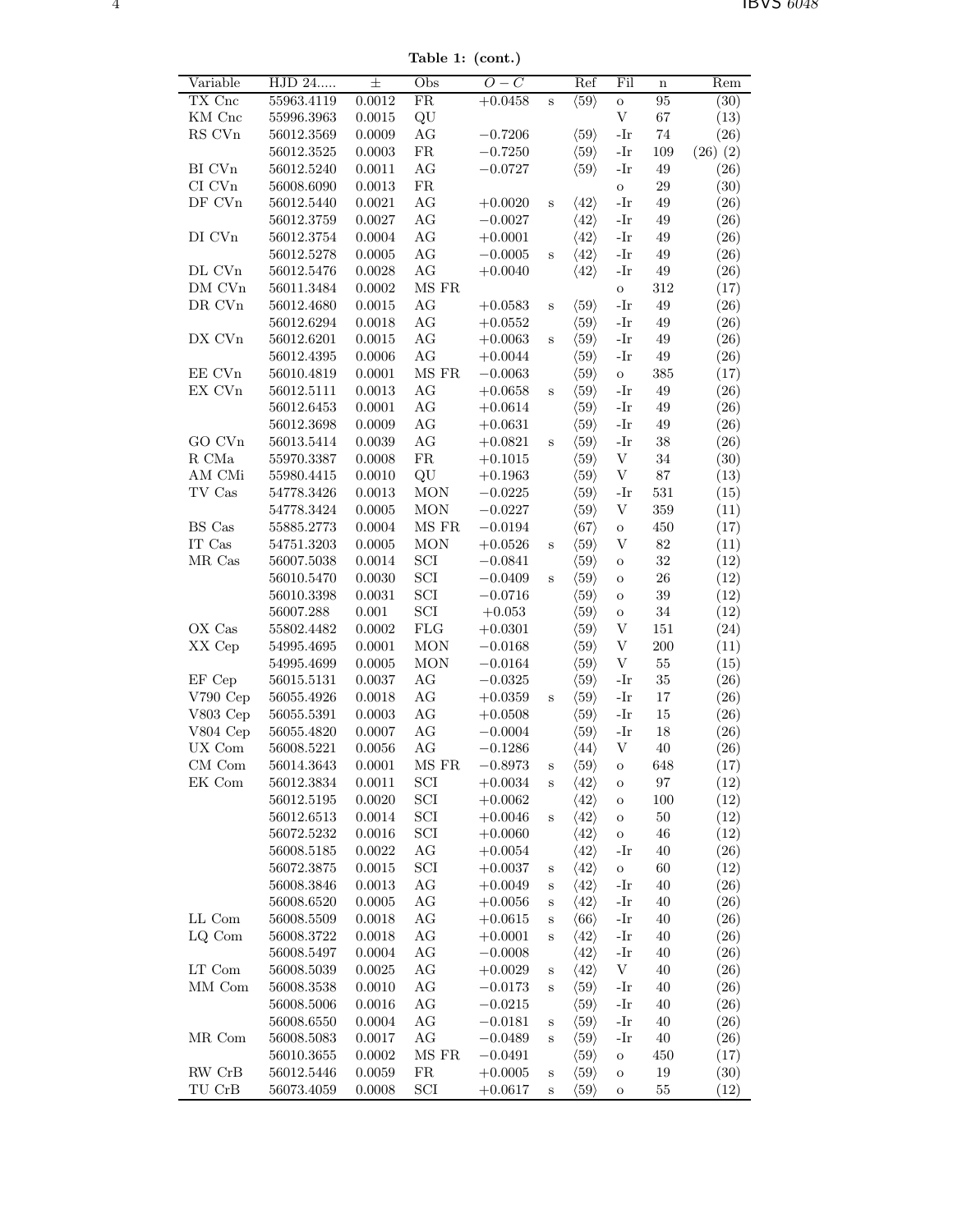**Table 1: (cont.)**

| Variable | HJD 24..... | ± | Obs | $O-C$ | | Ref | Fil | n | Rem |
|---|---|---|---|---|---|---|---|---|---|
| TX Cnc | 55963.4119 | 0.0012 | FR | $+0.0458$ | s | ⟨59⟩ | o | 95 | (30) |
| KM Cnc | 55996.3963 | 0.0015 | QU | | | | V | 67 | (13) |
| RS CVn | 56012.3569 | 0.0009 | AG | $-0.7206$ | | ⟨59⟩ | -Ir | 74 | (26) |
| | 56012.3525 | 0.0003 | FR | $-0.7250$ | | ⟨59⟩ | -Ir | 109 | (26) (2) |
| BI CVn | 56012.5240 | 0.0011 | AG | $-0.0727$ | | ⟨59⟩ | -Ir | 49 | (26) |
| CI CVn | 56008.6090 | 0.0013 | FR | | | | o | 29 | (30) |
| DF CVn | 56012.5440 | 0.0021 | AG | $+0.0020$ | s | ⟨42⟩ | -Ir | 49 | (26) |
| | 56012.3759 | 0.0027 | AG | $-0.0027$ | | ⟨42⟩ | -Ir | 49 | (26) |
| DI CVn | 56012.3754 | 0.0004 | AG | $+0.0001$ | | ⟨42⟩ | -Ir | 49 | (26) |
| | 56012.5278 | 0.0005 | AG | $-0.0005$ | s | ⟨42⟩ | -Ir | 49 | (26) |
| DL CVn | 56012.5476 | 0.0028 | AG | $+0.0040$ | | ⟨42⟩ | -Ir | 49 | (26) |
| DM CVn | 56011.3484 | 0.0002 | MS FR | | | | o | 312 | (17) |
| DR CVn | 56012.4680 | 0.0015 | AG | $+0.0583$ | s | ⟨59⟩ | -Ir | 49 | (26) |
| | 56012.6294 | 0.0018 | AG | $+0.0552$ | | ⟨59⟩ | -Ir | 49 | (26) |
| DX CVn | 56012.6201 | 0.0015 | AG | $+0.0063$ | s | ⟨59⟩ | -Ir | 49 | (26) |
| | 56012.4395 | 0.0006 | AG | $+0.0044$ | | ⟨59⟩ | -Ir | 49 | (26) |
| EE CVn | 56010.4819 | 0.0001 | MS FR | $-0.0063$ | | ⟨59⟩ | o | 385 | (17) |
| EX CVn | 56012.5111 | 0.0013 | AG | $+0.0658$ | s | ⟨59⟩ | -Ir | 49 | (26) |
| | 56012.6453 | 0.0001 | AG | $+0.0614$ | | ⟨59⟩ | -Ir | 49 | (26) |
| | 56012.3698 | 0.0009 | AG | $+0.0631$ | | ⟨59⟩ | -Ir | 49 | (26) |
| GO CVn | 56013.5414 | 0.0039 | AG | $+0.0821$ | s | ⟨59⟩ | -Ir | 38 | (26) |
| R CMa | 55970.3387 | 0.0008 | FR | $+0.1015$ | | ⟨59⟩ | V | 34 | (30) |
| AM CMi | 55980.4415 | 0.0010 | QU | $+0.1963$ | | ⟨59⟩ | V | 87 | (13) |
| TV Cas | 54778.3426 | 0.0013 | MON | $-0.0225$ | | ⟨59⟩ | -Ir | 531 | (15) |
| | 54778.3424 | 0.0005 | MON | $-0.0227$ | | ⟨59⟩ | V | 359 | (11) |
| BS Cas | 55885.2773 | 0.0004 | MS FR | $-0.0194$ | | ⟨67⟩ | o | 450 | (17) |
| IT Cas | 54751.3203 | 0.0005 | MON | $+0.0526$ | s | ⟨59⟩ | V | 82 | (11) |
| MR Cas | 56007.5038 | 0.0014 | SCI | $-0.0841$ | | ⟨59⟩ | o | 32 | (12) |
| | 56010.5470 | 0.0030 | SCI | $-0.0409$ | s | ⟨59⟩ | o | 26 | (12) |
| | 56010.3398 | 0.0031 | SCI | $-0.0716$ | | ⟨59⟩ | o | 39 | (12) |
| | 56007.288 | 0.001 | SCI | $+0.053$ | | ⟨59⟩ | o | 34 | (12) |
| OX Cas | 55802.4482 | 0.0002 | FLG | $+0.0301$ | | ⟨59⟩ | V | 151 | (24) |
| XX Cep | 54995.4695 | 0.0001 | MON | $-0.0168$ | | ⟨59⟩ | V | 200 | (11) |
| | 54995.4699 | 0.0005 | MON | $-0.0164$ | | ⟨59⟩ | V | 55 | (15) |
| EF Cep | 56015.5131 | 0.0037 | AG | $-0.0325$ | | ⟨59⟩ | -Ir | 35 | (26) |
| V790 Cep | 56055.4926 | 0.0018 | AG | $+0.0359$ | s | ⟨59⟩ | -Ir | 17 | (26) |
| V803 Cep | 56055.5391 | 0.0003 | AG | $+0.0508$ | | ⟨59⟩ | -Ir | 15 | (26) |
| V804 Cep | 56055.4820 | 0.0007 | AG | $-0.0004$ | | ⟨59⟩ | -Ir | 18 | (26) |
| UX Com | 56008.5221 | 0.0056 | AG | $-0.1286$ | | ⟨44⟩ | V | 40 | (26) |
| CM Com | 56014.3643 | 0.0001 | MS FR | $-0.8973$ | s | ⟨59⟩ | o | 648 | (17) |
| EK Com | 56012.3834 | 0.0011 | SCI | $+0.0034$ | s | ⟨42⟩ | o | 97 | (12) |
| | 56012.5195 | 0.0020 | SCI | $+0.0062$ | | ⟨42⟩ | o | 100 | (12) |
| | 56012.6513 | 0.0014 | SCI | $+0.0046$ | s | ⟨42⟩ | o | 50 | (12) |
| | 56072.5232 | 0.0016 | SCI | $+0.0060$ | | ⟨42⟩ | o | 46 | (12) |
| | 56008.5185 | 0.0022 | AG | $+0.0054$ | | ⟨42⟩ | -Ir | 40 | (26) |
| | 56072.3875 | 0.0015 | SCI | $+0.0037$ | s | ⟨42⟩ | o | 60 | (12) |
| | 56008.3846 | 0.0013 | AG | $+0.0049$ | s | ⟨42⟩ | -Ir | 40 | (26) |
| | 56008.6520 | 0.0005 | AG | $+0.0056$ | s | ⟨42⟩ | -Ir | 40 | (26) |
| LL Com | 56008.5509 | 0.0018 | AG | $+0.0615$ | s | ⟨66⟩ | -Ir | 40 | (26) |
| LQ Com | 56008.3722 | 0.0018 | AG | $+0.0001$ | s | ⟨42⟩ | -Ir | 40 | (26) |
| | 56008.5497 | 0.0004 | AG | $-0.0008$ | | ⟨42⟩ | -Ir | 40 | (26) |
| LT Com | 56008.5039 | 0.0025 | AG | $+0.0029$ | s | ⟨42⟩ | V | 40 | (26) |
| MM Com | 56008.3538 | 0.0010 | AG | $-0.0173$ | s | ⟨59⟩ | -Ir | 40 | (26) |
| | 56008.5006 | 0.0016 | AG | $-0.0215$ | | ⟨59⟩ | -Ir | 40 | (26) |
| | 56008.6550 | 0.0004 | AG | $-0.0181$ | s | ⟨59⟩ | -Ir | 40 | (26) |
| MR Com | 56008.5083 | 0.0017 | AG | $-0.0489$ | s | ⟨59⟩ | -Ir | 40 | (26) |
| | 56010.3655 | 0.0002 | MS FR | $-0.0491$ | | ⟨59⟩ | o | 450 | (17) |
| RW CrB | 56012.5446 | 0.0059 | FR | $+0.0005$ | s | ⟨59⟩ | o | 19 | (30) |
| TU CrB | 56073.4059 | 0.0008 | SCI | $+0.0617$ | s | ⟨59⟩ | o | 55 | (12) |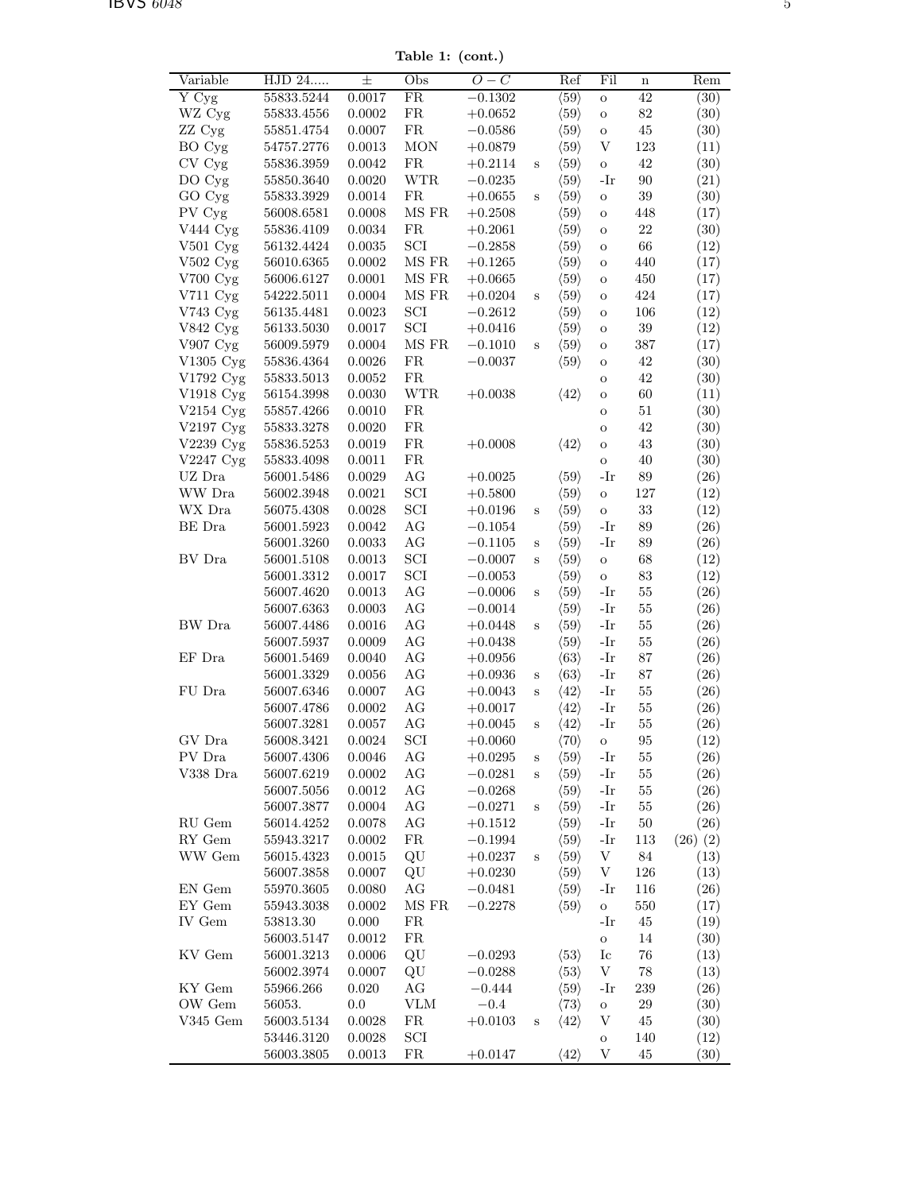**Table 1: (cont.)**

| Variable | HJD 24..... | ± | Obs | $O-C$ | | Ref | Fil | n | Rem |
|---|---|---|---|---|---|---|---|---|---|
| Y Cyg | 55833.5244 | 0.0017 | FR | −0.1302 | | ⟨59⟩ | o | 42 | (30) |
| WZ Cyg | 55833.4556 | 0.0002 | FR | +0.0652 | | ⟨59⟩ | o | 82 | (30) |
| ZZ Cyg | 55851.4754 | 0.0007 | FR | −0.0586 | | ⟨59⟩ | o | 45 | (30) |
| BO Cyg | 54757.2776 | 0.0013 | MON | +0.0879 | | ⟨59⟩ | V | 123 | (11) |
| CV Cyg | 55836.3959 | 0.0042 | FR | +0.2114 | s | ⟨59⟩ | o | 42 | (30) |
| DO Cyg | 55850.3640 | 0.0020 | WTR | −0.0235 | | ⟨59⟩ | -Ir | 90 | (21) |
| GO Cyg | 55833.3929 | 0.0014 | FR | +0.0655 | s | ⟨59⟩ | o | 39 | (30) |
| PV Cyg | 56008.6581 | 0.0008 | MS FR | +0.2508 | | ⟨59⟩ | o | 448 | (17) |
| V444 Cyg | 55836.4109 | 0.0034 | FR | +0.2061 | | ⟨59⟩ | o | 22 | (30) |
| V501 Cyg | 56132.4424 | 0.0035 | SCI | −0.2858 | | ⟨59⟩ | o | 66 | (12) |
| V502 Cyg | 56010.6365 | 0.0002 | MS FR | +0.1265 | | ⟨59⟩ | o | 440 | (17) |
| V700 Cyg | 56006.6127 | 0.0001 | MS FR | +0.0665 | | ⟨59⟩ | o | 450 | (17) |
| V711 Cyg | 54222.5011 | 0.0004 | MS FR | +0.0204 | s | ⟨59⟩ | o | 424 | (17) |
| V743 Cyg | 56135.4481 | 0.0023 | SCI | −0.2612 | | ⟨59⟩ | o | 106 | (12) |
| V842 Cyg | 56133.5030 | 0.0017 | SCI | +0.0416 | | ⟨59⟩ | o | 39 | (12) |
| V907 Cyg | 56009.5979 | 0.0004 | MS FR | −0.1010 | s | ⟨59⟩ | o | 387 | (17) |
| V1305 Cyg | 55836.4364 | 0.0026 | FR | −0.0037 | | ⟨59⟩ | o | 42 | (30) |
| V1792 Cyg | 55833.5013 | 0.0052 | FR | | | | o | 42 | (30) |
| V1918 Cyg | 56154.3998 | 0.0030 | WTR | +0.0038 | | ⟨42⟩ | o | 60 | (11) |
| V2154 Cyg | 55857.4266 | 0.0010 | FR | | | | o | 51 | (30) |
| V2197 Cyg | 55833.3278 | 0.0020 | FR | | | | o | 42 | (30) |
| V2239 Cyg | 55836.5253 | 0.0019 | FR | +0.0008 | | ⟨42⟩ | o | 43 | (30) |
| V2247 Cyg | 55833.4098 | 0.0011 | FR | | | | o | 40 | (30) |
| UZ Dra | 56001.5486 | 0.0029 | AG | +0.0025 | | ⟨59⟩ | -Ir | 89 | (26) |
| WW Dra | 56002.3948 | 0.0021 | SCI | +0.5800 | | ⟨59⟩ | o | 127 | (12) |
| WX Dra | 56075.4308 | 0.0028 | SCI | +0.0196 | s | ⟨59⟩ | o | 33 | (12) |
| BE Dra | 56001.5923 | 0.0042 | AG | −0.1054 | | ⟨59⟩ | -Ir | 89 | (26) |
| | 56001.3260 | 0.0033 | AG | −0.1105 | s | ⟨59⟩ | -Ir | 89 | (26) |
| BV Dra | 56001.5108 | 0.0013 | SCI | −0.0007 | s | ⟨59⟩ | o | 68 | (12) |
| | 56001.3312 | 0.0017 | SCI | −0.0053 | | ⟨59⟩ | o | 83 | (12) |
| | 56007.4620 | 0.0013 | AG | −0.0006 | s | ⟨59⟩ | -Ir | 55 | (26) |
| | 56007.6363 | 0.0003 | AG | −0.0014 | | ⟨59⟩ | -Ir | 55 | (26) |
| BW Dra | 56007.4486 | 0.0016 | AG | +0.0448 | s | ⟨59⟩ | -Ir | 55 | (26) |
| | 56007.5937 | 0.0009 | AG | +0.0438 | | ⟨59⟩ | -Ir | 55 | (26) |
| EF Dra | 56001.5469 | 0.0040 | AG | +0.0956 | | ⟨63⟩ | -Ir | 87 | (26) |
| | 56001.3329 | 0.0056 | AG | +0.0936 | s | ⟨63⟩ | -Ir | 87 | (26) |
| FU Dra | 56007.6346 | 0.0007 | AG | +0.0043 | s | ⟨42⟩ | -Ir | 55 | (26) |
| | 56007.4786 | 0.0002 | AG | +0.0017 | | ⟨42⟩ | -Ir | 55 | (26) |
| | 56007.3281 | 0.0057 | AG | +0.0045 | s | ⟨42⟩ | -Ir | 55 | (26) |
| GV Dra | 56008.3421 | 0.0024 | SCI | +0.0060 | | ⟨70⟩ | o | 95 | (12) |
| PV Dra | 56007.4306 | 0.0046 | AG | +0.0295 | s | ⟨59⟩ | -Ir | 55 | (26) |
| V338 Dra | 56007.6219 | 0.0002 | AG | −0.0281 | s | ⟨59⟩ | -Ir | 55 | (26) |
| | 56007.5056 | 0.0012 | AG | −0.0268 | | ⟨59⟩ | -Ir | 55 | (26) |
| | 56007.3877 | 0.0004 | AG | −0.0271 | s | ⟨59⟩ | -Ir | 55 | (26) |
| RU Gem | 56014.4252 | 0.0078 | AG | +0.1512 | | ⟨59⟩ | -Ir | 50 | (26) |
| RY Gem | 55943.3217 | 0.0002 | FR | −0.1994 | | ⟨59⟩ | -Ir | 113 | (26) (2) |
| WW Gem | 56015.4323 | 0.0015 | QU | +0.0237 | s | ⟨59⟩ | V | 84 | (13) |
| | 56007.3858 | 0.0007 | QU | +0.0230 | | ⟨59⟩ | V | 126 | (13) |
| EN Gem | 55970.3605 | 0.0080 | AG | −0.0481 | | ⟨59⟩ | -Ir | 116 | (26) |
| EY Gem | 55943.3038 | 0.0002 | MS FR | −0.2278 | | ⟨59⟩ | o | 550 | (17) |
| IV Gem | 53813.30 | 0.000 | FR | | | | -Ir | 45 | (19) |
| | 56003.5147 | 0.0012 | FR | | | | o | 14 | (30) |
| KV Gem | 56001.3213 | 0.0006 | QU | −0.0293 | | ⟨53⟩ | Ic | 76 | (13) |
| | 56002.3974 | 0.0007 | QU | −0.0288 | | ⟨53⟩ | V | 78 | (13) |
| KY Gem | 55966.266 | 0.020 | AG | −0.444 | | ⟨59⟩ | -Ir | 239 | (26) |
| OW Gem | 56053. | 0.0 | VLM | −0.4 | | ⟨73⟩ | o | 29 | (30) |
| V345 Gem | 56003.5134 | 0.0028 | FR | +0.0103 | s | ⟨42⟩ | V | 45 | (30) |
| | 53446.3120 | 0.0028 | SCI | | | | o | 140 | (12) |
| | 56003.3805 | 0.0013 | FR | +0.0147 | | ⟨42⟩ | V | 45 | (30) |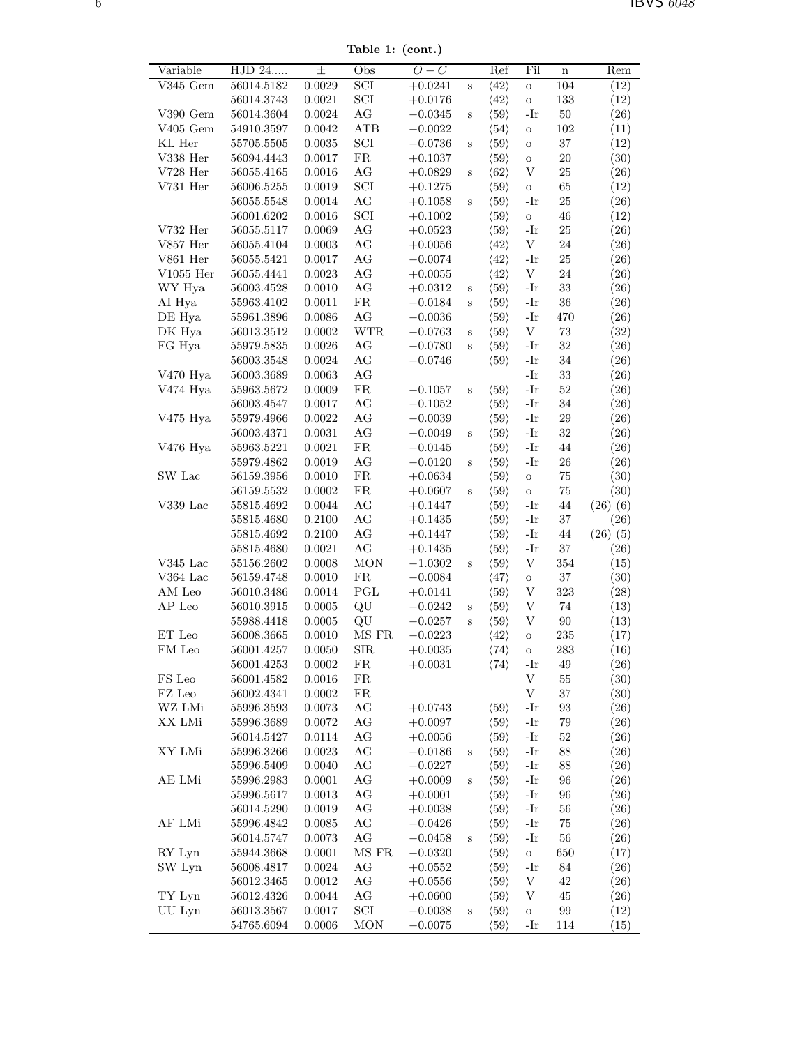**Table 1: (cont.)**

| Variable | HJD 24..... | ± | Obs | $O-C$ | | Ref | Fil | n | Rem |
|---|---|---|---|---|---|---|---|---|---|
| V345 Gem | 56014.5182 | 0.0029 | SCI | +0.0241 | s | ⟨42⟩ | o | 104 | (12) |
| | 56014.3743 | 0.0021 | SCI | +0.0176 | | ⟨42⟩ | o | 133 | (12) |
| V390 Gem | 56014.3604 | 0.0024 | AG | −0.0345 | s | ⟨59⟩ | -Ir | 50 | (26) |
| V405 Gem | 54910.3597 | 0.0042 | ATB | −0.0022 | | ⟨54⟩ | o | 102 | (11) |
| KL Her | 55705.5505 | 0.0035 | SCI | −0.0736 | s | ⟨59⟩ | o | 37 | (12) |
| V338 Her | 56094.4443 | 0.0017 | FR | +0.1037 | | ⟨59⟩ | o | 20 | (30) |
| V728 Her | 56055.4165 | 0.0016 | AG | +0.0829 | s | ⟨62⟩ | V | 25 | (26) |
| V731 Her | 56006.5255 | 0.0019 | SCI | +0.1275 | | ⟨59⟩ | o | 65 | (12) |
| | 56055.5548 | 0.0014 | AG | +0.1058 | s | ⟨59⟩ | -Ir | 25 | (26) |
| | 56001.6202 | 0.0016 | SCI | +0.1002 | | ⟨59⟩ | o | 46 | (12) |
| V732 Her | 56055.5117 | 0.0069 | AG | +0.0523 | | ⟨59⟩ | -Ir | 25 | (26) |
| V857 Her | 56055.4104 | 0.0003 | AG | +0.0056 | | ⟨42⟩ | V | 24 | (26) |
| V861 Her | 56055.5421 | 0.0017 | AG | −0.0074 | | ⟨42⟩ | -Ir | 25 | (26) |
| V1055 Her | 56055.4441 | 0.0023 | AG | +0.0055 | | ⟨42⟩ | V | 24 | (26) |
| WY Hya | 56003.4528 | 0.0010 | AG | +0.0312 | s | ⟨59⟩ | -Ir | 33 | (26) |
| AI Hya | 55963.4102 | 0.0011 | FR | −0.0184 | s | ⟨59⟩ | -Ir | 36 | (26) |
| DE Hya | 55961.3896 | 0.0086 | AG | −0.0036 | | ⟨59⟩ | -Ir | 470 | (26) |
| DK Hya | 56013.3512 | 0.0002 | WTR | −0.0763 | s | ⟨59⟩ | V | 73 | (32) |
| FG Hya | 55979.5835 | 0.0026 | AG | −0.0780 | s | ⟨59⟩ | -Ir | 32 | (26) |
| | 56003.3548 | 0.0024 | AG | −0.0746 | | ⟨59⟩ | -Ir | 34 | (26) |
| V470 Hya | 56003.3689 | 0.0063 | AG | | | | -Ir | 33 | (26) |
| V474 Hya | 55963.5672 | 0.0009 | FR | −0.1057 | s | ⟨59⟩ | -Ir | 52 | (26) |
| | 56003.4547 | 0.0017 | AG | −0.1052 | | ⟨59⟩ | -Ir | 34 | (26) |
| V475 Hya | 55979.4966 | 0.0022 | AG | −0.0039 | | ⟨59⟩ | -Ir | 29 | (26) |
| | 56003.4371 | 0.0031 | AG | −0.0049 | s | ⟨59⟩ | -Ir | 32 | (26) |
| V476 Hya | 55963.5221 | 0.0021 | FR | −0.0145 | | ⟨59⟩ | -Ir | 44 | (26) |
| | 55979.4862 | 0.0019 | AG | −0.0120 | s | ⟨59⟩ | -Ir | 26 | (26) |
| SW Lac | 56159.3956 | 0.0010 | FR | +0.0634 | | ⟨59⟩ | o | 75 | (30) |
| | 56159.5532 | 0.0002 | FR | +0.0607 | s | ⟨59⟩ | o | 75 | (30) |
| V339 Lac | 55815.4692 | 0.0044 | AG | +0.1447 | | ⟨59⟩ | -Ir | 44 | (26) (6) |
| | 55815.4680 | 0.2100 | AG | +0.1435 | | ⟨59⟩ | -Ir | 37 | (26) |
| | 55815.4692 | 0.2100 | AG | +0.1447 | | ⟨59⟩ | -Ir | 44 | (26) (5) |
| | 55815.4680 | 0.0021 | AG | +0.1435 | | ⟨59⟩ | -Ir | 37 | (26) |
| V345 Lac | 55156.2602 | 0.0008 | MON | −1.0302 | s | ⟨59⟩ | V | 354 | (15) |
| V364 Lac | 56159.4748 | 0.0010 | FR | −0.0084 | | ⟨47⟩ | o | 37 | (30) |
| AM Leo | 56010.3486 | 0.0014 | PGL | +0.0141 | | ⟨59⟩ | V | 323 | (28) |
| AP Leo | 56010.3915 | 0.0005 | QU | −0.0242 | s | ⟨59⟩ | V | 74 | (13) |
| | 55988.4418 | 0.0005 | QU | −0.0257 | s | ⟨59⟩ | V | 90 | (13) |
| ET Leo | 56008.3665 | 0.0010 | MS FR | −0.0223 | | ⟨42⟩ | o | 235 | (17) |
| FM Leo | 56001.4257 | 0.0050 | SIR | +0.0035 | | ⟨74⟩ | o | 283 | (16) |
| | 56001.4253 | 0.0002 | FR | +0.0031 | | ⟨74⟩ | -Ir | 49 | (26) |
| FS Leo | 56001.4582 | 0.0016 | FR | | | | V | 55 | (30) |
| FZ Leo | 56002.4341 | 0.0002 | FR | | | | V | 37 | (30) |
| WZ LMi | 55996.3593 | 0.0073 | AG | +0.0743 | | ⟨59⟩ | -Ir | 93 | (26) |
| XX LMi | 55996.3689 | 0.0072 | AG | +0.0097 | | ⟨59⟩ | -Ir | 79 | (26) |
| | 56014.5427 | 0.0114 | AG | +0.0056 | | ⟨59⟩ | -Ir | 52 | (26) |
| XY LMi | 55996.3266 | 0.0023 | AG | −0.0186 | s | ⟨59⟩ | -Ir | 88 | (26) |
| | 55996.5409 | 0.0040 | AG | −0.0227 | | ⟨59⟩ | -Ir | 88 | (26) |
| AE LMi | 55996.2983 | 0.0001 | AG | +0.0009 | s | ⟨59⟩ | -Ir | 96 | (26) |
| | 55996.5617 | 0.0013 | AG | +0.0001 | | ⟨59⟩ | -Ir | 96 | (26) |
| | 56014.5290 | 0.0019 | AG | +0.0038 | | ⟨59⟩ | -Ir | 56 | (26) |
| AF LMi | 55996.4842 | 0.0085 | AG | −0.0426 | | ⟨59⟩ | -Ir | 75 | (26) |
| | 56014.5747 | 0.0073 | AG | −0.0458 | s | ⟨59⟩ | -Ir | 56 | (26) |
| RY Lyn | 55944.3668 | 0.0001 | MS FR | −0.0320 | | ⟨59⟩ | o | 650 | (17) |
| SW Lyn | 56008.4817 | 0.0024 | AG | +0.0552 | | ⟨59⟩ | -Ir | 84 | (26) |
| | 56012.3465 | 0.0012 | AG | +0.0556 | | ⟨59⟩ | V | 42 | (26) |
| TY Lyn | 56012.4326 | 0.0044 | AG | +0.0600 | | ⟨59⟩ | V | 45 | (26) |
| UU Lyn | 56013.3567 | 0.0017 | SCI | −0.0038 | s | ⟨59⟩ | o | 99 | (12) |
| | 54765.6094 | 0.0006 | MON | −0.0075 | | ⟨59⟩ | -Ir | 114 | (15) |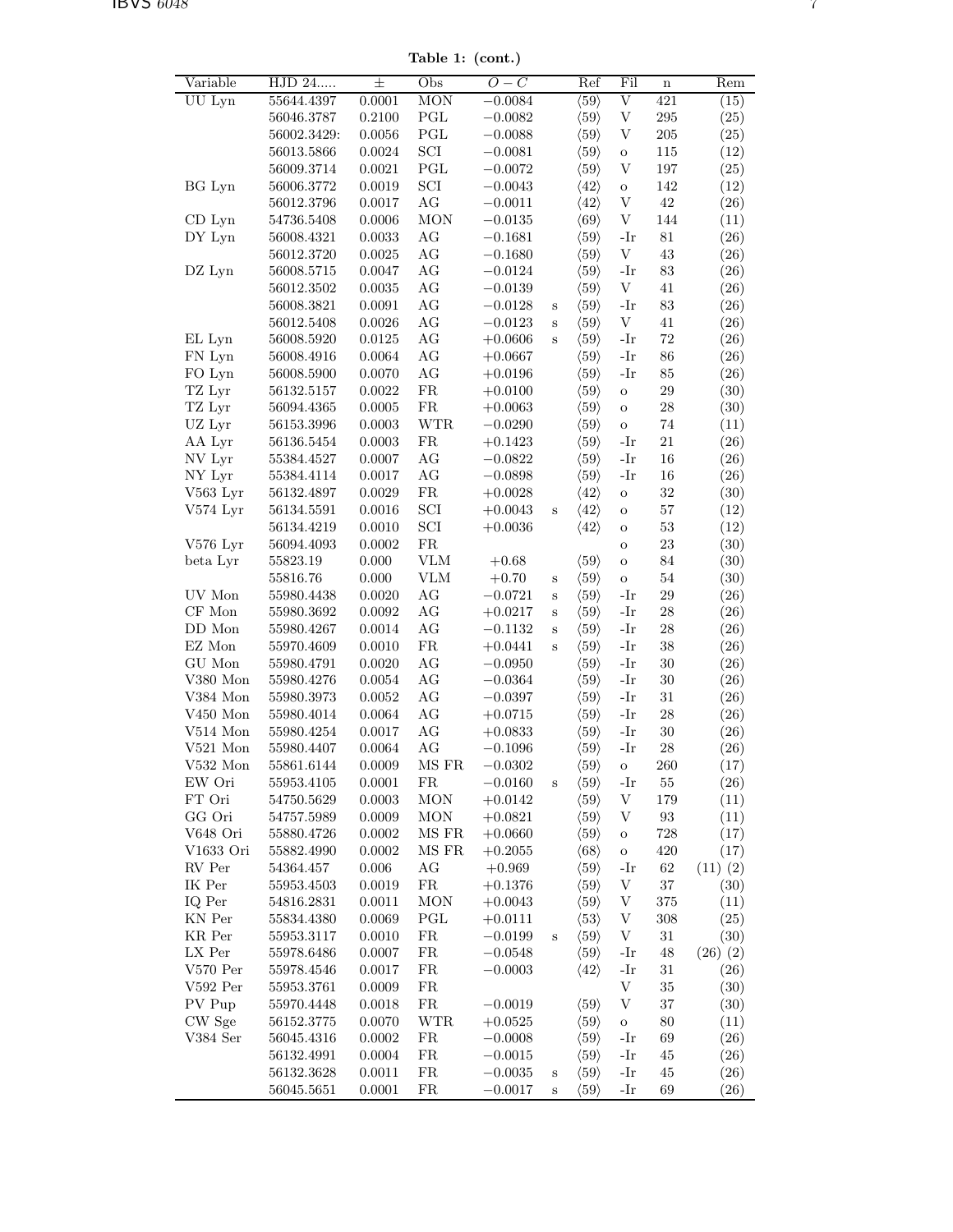**Table 1: (cont.)**

| Variable | HJD 24..... | ± | Obs | $O-C$ | | Ref | Fil | n | Rem |
|---|---|---|---|---|---|---|---|---|---|
| UU Lyn | 55644.4397 | 0.0001 | MON | −0.0084 | | ⟨59⟩ | V | 421 | (15) |
| | 56046.3787 | 0.2100 | PGL | −0.0082 | | ⟨59⟩ | V | 295 | (25) |
| | 56002.3429: | 0.0056 | PGL | −0.0088 | | ⟨59⟩ | V | 205 | (25) |
| | 56013.5866 | 0.0024 | SCI | −0.0081 | | ⟨59⟩ | o | 115 | (12) |
| | 56009.3714 | 0.0021 | PGL | −0.0072 | | ⟨59⟩ | V | 197 | (25) |
| BG Lyn | 56006.3772 | 0.0019 | SCI | −0.0043 | | ⟨42⟩ | o | 142 | (12) |
| | 56012.3796 | 0.0017 | AG | −0.0011 | | ⟨42⟩ | V | 42 | (26) |
| CD Lyn | 54736.5408 | 0.0006 | MON | −0.0135 | | ⟨69⟩ | V | 144 | (11) |
| DY Lyn | 56008.4321 | 0.0033 | AG | −0.1681 | | ⟨59⟩ | -Ir | 81 | (26) |
| | 56012.3720 | 0.0025 | AG | −0.1680 | | ⟨59⟩ | V | 43 | (26) |
| DZ Lyn | 56008.5715 | 0.0047 | AG | −0.0124 | | ⟨59⟩ | -Ir | 83 | (26) |
| | 56012.3502 | 0.0035 | AG | −0.0139 | | ⟨59⟩ | V | 41 | (26) |
| | 56008.3821 | 0.0091 | AG | −0.0128 | s | ⟨59⟩ | -Ir | 83 | (26) |
| | 56012.5408 | 0.0026 | AG | −0.0123 | s | ⟨59⟩ | V | 41 | (26) |
| EL Lyn | 56008.5920 | 0.0125 | AG | +0.0606 | s | ⟨59⟩ | -Ir | 72 | (26) |
| FN Lyn | 56008.4916 | 0.0064 | AG | +0.0667 | | ⟨59⟩ | -Ir | 86 | (26) |
| FO Lyn | 56008.5900 | 0.0070 | AG | +0.0196 | | ⟨59⟩ | -Ir | 85 | (26) |
| TZ Lyr | 56132.5157 | 0.0022 | FR | +0.0100 | | ⟨59⟩ | o | 29 | (30) |
| TZ Lyr | 56094.4365 | 0.0005 | FR | +0.0063 | | ⟨59⟩ | o | 28 | (30) |
| UZ Lyr | 56153.3996 | 0.0003 | WTR | −0.0290 | | ⟨59⟩ | o | 74 | (11) |
| AA Lyr | 56136.5454 | 0.0003 | FR | +0.1423 | | ⟨59⟩ | -Ir | 21 | (26) |
| NV Lyr | 55384.4527 | 0.0007 | AG | −0.0822 | | ⟨59⟩ | -Ir | 16 | (26) |
| NY Lyr | 55384.4114 | 0.0017 | AG | −0.0898 | | ⟨59⟩ | -Ir | 16 | (26) |
| V563 Lyr | 56132.4897 | 0.0029 | FR | +0.0028 | | ⟨42⟩ | o | 32 | (30) |
| V574 Lyr | 56134.5591 | 0.0016 | SCI | +0.0043 | s | ⟨42⟩ | o | 57 | (12) |
| | 56134.4219 | 0.0010 | SCI | +0.0036 | | ⟨42⟩ | o | 53 | (12) |
| V576 Lyr | 56094.4093 | 0.0002 | FR | | | | o | 23 | (30) |
| beta Lyr | 55823.19 | 0.000 | VLM | +0.68 | | ⟨59⟩ | o | 84 | (30) |
| | 55816.76 | 0.000 | VLM | +0.70 | s | ⟨59⟩ | o | 54 | (30) |
| UV Mon | 55980.4438 | 0.0020 | AG | −0.0721 | s | ⟨59⟩ | -Ir | 29 | (26) |
| CF Mon | 55980.3692 | 0.0092 | AG | +0.0217 | s | ⟨59⟩ | -Ir | 28 | (26) |
| DD Mon | 55980.4267 | 0.0014 | AG | −0.1132 | s | ⟨59⟩ | -Ir | 28 | (26) |
| EZ Mon | 55970.4609 | 0.0010 | FR | +0.0441 | s | ⟨59⟩ | -Ir | 38 | (26) |
| GU Mon | 55980.4791 | 0.0020 | AG | −0.0950 | | ⟨59⟩ | -Ir | 30 | (26) |
| V380 Mon | 55980.4276 | 0.0054 | AG | −0.0364 | | ⟨59⟩ | -Ir | 30 | (26) |
| V384 Mon | 55980.3973 | 0.0052 | AG | −0.0397 | | ⟨59⟩ | -Ir | 31 | (26) |
| V450 Mon | 55980.4014 | 0.0064 | AG | +0.0715 | | ⟨59⟩ | -Ir | 28 | (26) |
| V514 Mon | 55980.4254 | 0.0017 | AG | +0.0833 | | ⟨59⟩ | -Ir | 30 | (26) |
| V521 Mon | 55980.4407 | 0.0064 | AG | −0.1096 | | ⟨59⟩ | -Ir | 28 | (26) |
| V532 Mon | 55861.6144 | 0.0009 | MS FR | −0.0302 | | ⟨59⟩ | o | 260 | (17) |
| EW Ori | 55953.4105 | 0.0001 | FR | −0.0160 | s | ⟨59⟩ | -Ir | 55 | (26) |
| FT Ori | 54750.5629 | 0.0003 | MON | +0.0142 | | ⟨59⟩ | V | 179 | (11) |
| GG Ori | 54757.5989 | 0.0009 | MON | +0.0821 | | ⟨59⟩ | V | 93 | (11) |
| V648 Ori | 55880.4726 | 0.0002 | MS FR | +0.0660 | | ⟨59⟩ | o | 728 | (17) |
| V1633 Ori | 55882.4990 | 0.0002 | MS FR | +0.2055 | | ⟨68⟩ | o | 420 | (17) |
| RV Per | 54364.457 | 0.006 | AG | +0.969 | | ⟨59⟩ | -Ir | 62 | (11) (2) |
| IK Per | 55953.4503 | 0.0019 | FR | +0.1376 | | ⟨59⟩ | V | 37 | (30) |
| IQ Per | 54816.2831 | 0.0011 | MON | +0.0043 | | ⟨59⟩ | V | 375 | (11) |
| KN Per | 55834.4380 | 0.0069 | PGL | +0.0111 | | ⟨53⟩ | V | 308 | (25) |
| KR Per | 55953.3117 | 0.0010 | FR | −0.0199 | s | ⟨59⟩ | V | 31 | (30) |
| LX Per | 55978.6486 | 0.0007 | FR | −0.0548 | | ⟨59⟩ | -Ir | 48 | (26) (2) |
| V570 Per | 55978.4546 | 0.0017 | FR | −0.0003 | | ⟨42⟩ | -Ir | 31 | (26) |
| V592 Per | 55953.3761 | 0.0009 | FR | | | | V | 35 | (30) |
| PV Pup | 55970.4448 | 0.0018 | FR | −0.0019 | | ⟨59⟩ | V | 37 | (30) |
| CW Sge | 56152.3775 | 0.0070 | WTR | +0.0525 | | ⟨59⟩ | o | 80 | (11) |
| V384 Ser | 56045.4316 | 0.0002 | FR | −0.0008 | | ⟨59⟩ | -Ir | 69 | (26) |
| | 56132.4991 | 0.0004 | FR | −0.0015 | | ⟨59⟩ | -Ir | 45 | (26) |
| | 56132.3628 | 0.0011 | FR | −0.0035 | s | ⟨59⟩ | -Ir | 45 | (26) |
| | 56045.5651 | 0.0001 | FR | −0.0017 | s | ⟨59⟩ | -Ir | 69 | (26) |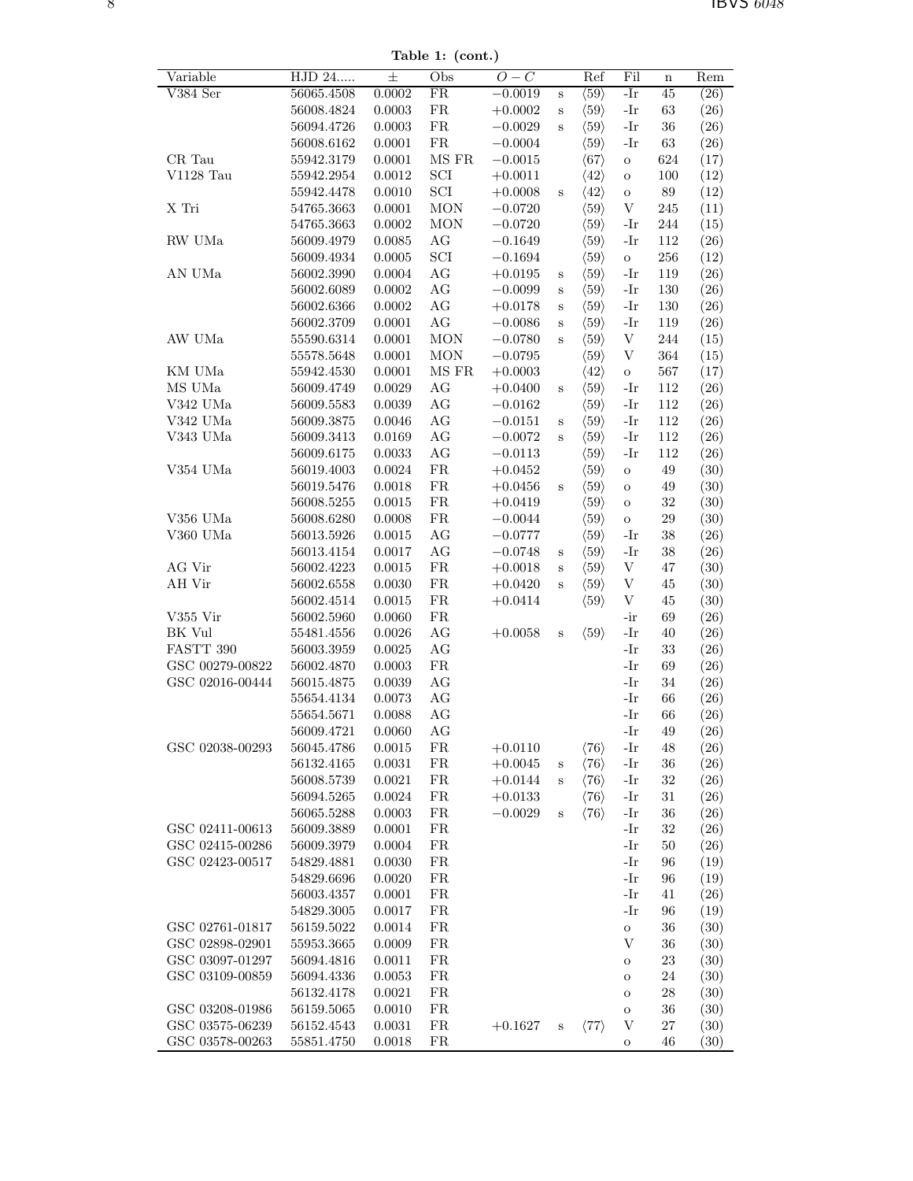**Table 1: (cont.)**

| Variable | HJD 24..... | ± | Obs | $O-C$ | | Ref | Fil | n | Rem |
|---|---|---|---|---|---|---|---|---|---|
| V384 Ser | 56065.4508 | 0.0002 | FR | −0.0019 | s | ⟨59⟩ | -Ir | 45 | (26) |
| | 56008.4824 | 0.0003 | FR | +0.0002 | s | ⟨59⟩ | -Ir | 63 | (26) |
| | 56094.4726 | 0.0003 | FR | −0.0029 | s | ⟨59⟩ | -Ir | 36 | (26) |
| | 56008.6162 | 0.0001 | FR | −0.0004 | | ⟨59⟩ | -Ir | 63 | (26) |
| CR Tau | 55942.3179 | 0.0001 | MS FR | −0.0015 | | ⟨67⟩ | o | 624 | (17) |
| V1128 Tau | 55942.2954 | 0.0012 | SCI | +0.0011 | | ⟨42⟩ | o | 100 | (12) |
| | 55942.4478 | 0.0010 | SCI | +0.0008 | s | ⟨42⟩ | o | 89 | (12) |
| X Tri | 54765.3663 | 0.0001 | MON | −0.0720 | | ⟨59⟩ | V | 245 | (11) |
| | 54765.3663 | 0.0002 | MON | −0.0720 | | ⟨59⟩ | -Ir | 244 | (15) |
| RW UMa | 56009.4979 | 0.0085 | AG | −0.1649 | | ⟨59⟩ | -Ir | 112 | (26) |
| | 56009.4934 | 0.0005 | SCI | −0.1694 | | ⟨59⟩ | o | 256 | (12) |
| AN UMa | 56002.3990 | 0.0004 | AG | +0.0195 | s | ⟨59⟩ | -Ir | 119 | (26) |
| | 56002.6089 | 0.0002 | AG | −0.0099 | s | ⟨59⟩ | -Ir | 130 | (26) |
| | 56002.6366 | 0.0002 | AG | +0.0178 | s | ⟨59⟩ | -Ir | 130 | (26) |
| | 56002.3709 | 0.0001 | AG | −0.0086 | s | ⟨59⟩ | -Ir | 119 | (26) |
| AW UMa | 55590.6314 | 0.0001 | MON | −0.0780 | s | ⟨59⟩ | V | 244 | (15) |
| | 55578.5648 | 0.0001 | MON | −0.0795 | | ⟨59⟩ | V | 364 | (15) |
| KM UMa | 55942.4530 | 0.0001 | MS FR | +0.0003 | | ⟨42⟩ | o | 567 | (17) |
| MS UMa | 56009.4749 | 0.0029 | AG | +0.0400 | s | ⟨59⟩ | -Ir | 112 | (26) |
| V342 UMa | 56009.5583 | 0.0039 | AG | −0.0162 | | ⟨59⟩ | -Ir | 112 | (26) |
| V342 UMa | 56009.3875 | 0.0046 | AG | −0.0151 | s | ⟨59⟩ | -Ir | 112 | (26) |
| V343 UMa | 56009.3413 | 0.0169 | AG | −0.0072 | s | ⟨59⟩ | -Ir | 112 | (26) |
| | 56009.6175 | 0.0033 | AG | −0.0113 | | ⟨59⟩ | -Ir | 112 | (26) |
| V354 UMa | 56019.4003 | 0.0024 | FR | +0.0452 | | ⟨59⟩ | o | 49 | (30) |
| | 56019.5476 | 0.0018 | FR | +0.0456 | s | ⟨59⟩ | o | 49 | (30) |
| | 56008.5255 | 0.0015 | FR | +0.0419 | | ⟨59⟩ | o | 32 | (30) |
| V356 UMa | 56008.6280 | 0.0008 | FR | −0.0044 | | ⟨59⟩ | o | 29 | (30) |
| V360 UMa | 56013.5926 | 0.0015 | AG | −0.0777 | | ⟨59⟩ | -Ir | 38 | (26) |
| | 56013.4154 | 0.0017 | AG | −0.0748 | s | ⟨59⟩ | -Ir | 38 | (26) |
| AG Vir | 56002.4223 | 0.0015 | FR | +0.0018 | s | ⟨59⟩ | V | 47 | (30) |
| AH Vir | 56002.6558 | 0.0030 | FR | +0.0420 | s | ⟨59⟩ | V | 45 | (30) |
| | 56002.4514 | 0.0015 | FR | +0.0414 | | ⟨59⟩ | V | 45 | (30) |
| V355 Vir | 56002.5960 | 0.0060 | FR | | | | -ir | 69 | (26) |
| BK Vul | 55481.4556 | 0.0026 | AG | +0.0058 | s | ⟨59⟩ | -Ir | 40 | (26) |
| FASTT 390 | 56003.3959 | 0.0025 | AG | | | | -Ir | 33 | (26) |
| GSC 00279-00822 | 56002.4870 | 0.0003 | FR | | | | -Ir | 69 | (26) |
| GSC 02016-00444 | 56015.4875 | 0.0039 | AG | | | | -Ir | 34 | (26) |
| | 55654.4134 | 0.0073 | AG | | | | -Ir | 66 | (26) |
| | 55654.5671 | 0.0088 | AG | | | | -Ir | 66 | (26) |
| | 56009.4721 | 0.0060 | AG | | | | -Ir | 49 | (26) |
| GSC 02038-00293 | 56045.4786 | 0.0015 | FR | +0.0110 | | ⟨76⟩ | -Ir | 48 | (26) |
| | 56132.4165 | 0.0031 | FR | +0.0045 | s | ⟨76⟩ | -Ir | 36 | (26) |
| | 56008.5739 | 0.0021 | FR | +0.0144 | s | ⟨76⟩ | -Ir | 32 | (26) |
| | 56094.5265 | 0.0024 | FR | +0.0133 | | ⟨76⟩ | -Ir | 31 | (26) |
| | 56065.5288 | 0.0003 | FR | −0.0029 | s | ⟨76⟩ | -Ir | 36 | (26) |
| GSC 02411-00613 | 56009.3889 | 0.0001 | FR | | | | -Ir | 32 | (26) |
| GSC 02415-00286 | 56009.3979 | 0.0004 | FR | | | | -Ir | 50 | (26) |
| GSC 02423-00517 | 54829.4881 | 0.0030 | FR | | | | -Ir | 96 | (19) |
| | 54829.6696 | 0.0020 | FR | | | | -Ir | 96 | (19) |
| | 56003.4357 | 0.0001 | FR | | | | -Ir | 41 | (26) |
| | 54829.3005 | 0.0017 | FR | | | | -Ir | 96 | (19) |
| GSC 02761-01817 | 56159.5022 | 0.0014 | FR | | | | o | 36 | (30) |
| GSC 02898-02901 | 55953.3665 | 0.0009 | FR | | | | V | 36 | (30) |
| GSC 03097-01297 | 56094.4816 | 0.0011 | FR | | | | o | 23 | (30) |
| GSC 03109-00859 | 56094.4336 | 0.0053 | FR | | | | o | 24 | (30) |
| | 56132.4178 | 0.0021 | FR | | | | o | 28 | (30) |
| GSC 03208-01986 | 56159.5065 | 0.0010 | FR | | | | o | 36 | (30) |
| GSC 03575-06239 | 56152.4543 | 0.0031 | FR | +0.1627 | s | ⟨77⟩ | V | 27 | (30) |
| GSC 03578-00263 | 55851.4750 | 0.0018 | FR | | | | o | 46 | (30) |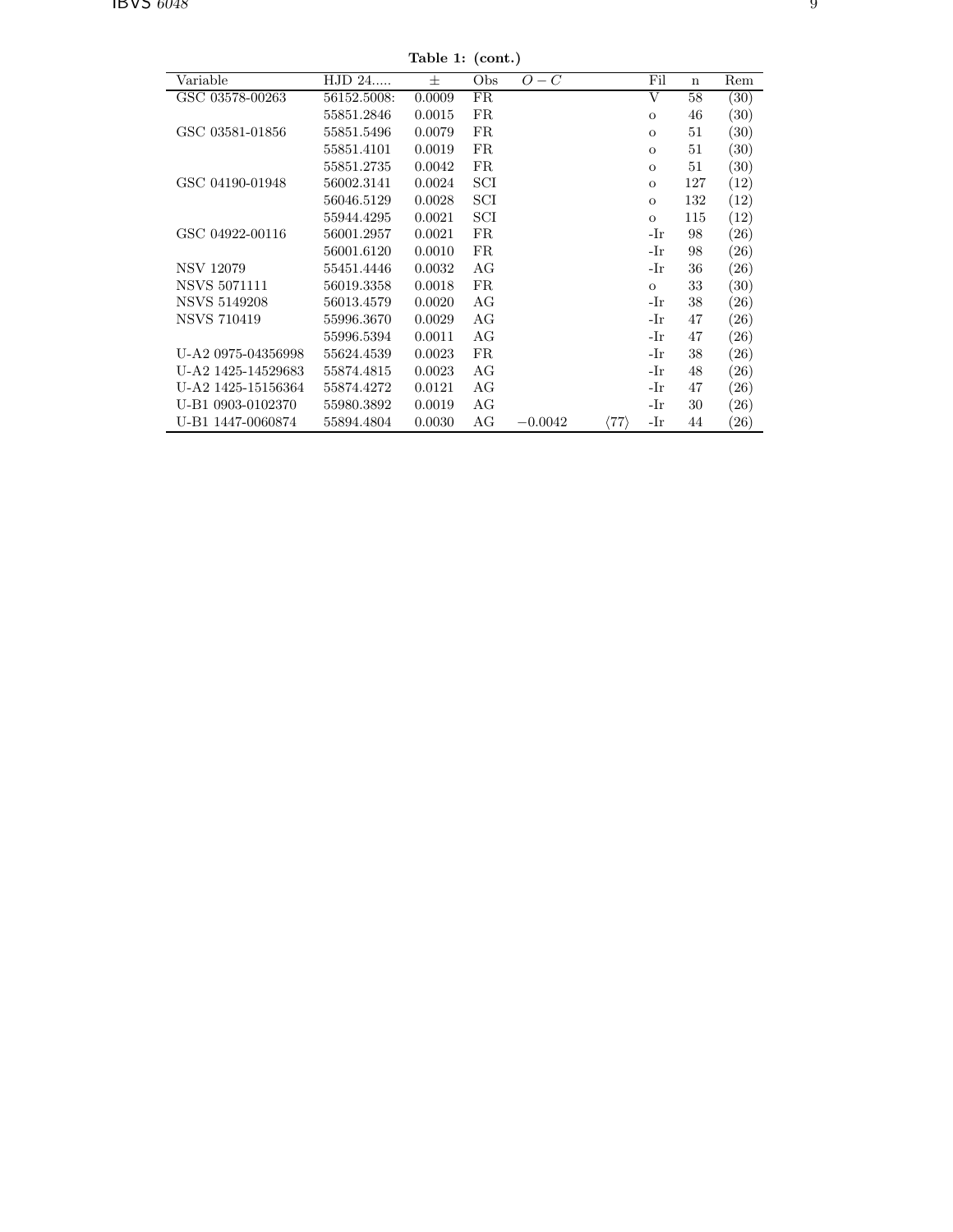**Table 1: (cont.)**

| Variable | HJD 24..... | ± | Obs | $O-C$ | | Fil | n | Rem |
|---|---|---|---|---|---|---|---|---|
| GSC 03578-00263 | 56152.5008: | 0.0009 | FR | | | V | 58 | (30) |
| | 55851.2846 | 0.0015 | FR | | | o | 46 | (30) |
| GSC 03581-01856 | 55851.5496 | 0.0079 | FR | | | o | 51 | (30) |
| | 55851.4101 | 0.0019 | FR | | | o | 51 | (30) |
| | 55851.2735 | 0.0042 | FR | | | o | 51 | (30) |
| GSC 04190-01948 | 56002.3141 | 0.0024 | SCI | | | o | 127 | (12) |
| | 56046.5129 | 0.0028 | SCI | | | o | 132 | (12) |
| | 55944.4295 | 0.0021 | SCI | | | o | 115 | (12) |
| GSC 04922-00116 | 56001.2957 | 0.0021 | FR | | | -Ir | 98 | (26) |
| | 56001.6120 | 0.0010 | FR | | | -Ir | 98 | (26) |
| NSV 12079 | 55451.4446 | 0.0032 | AG | | | -Ir | 36 | (26) |
| NSVS 5071111 | 56019.3358 | 0.0018 | FR | | | o | 33 | (30) |
| NSVS 5149208 | 56013.4579 | 0.0020 | AG | | | -Ir | 38 | (26) |
| NSVS 710419 | 55996.3670 | 0.0029 | AG | | | -Ir | 47 | (26) |
| | 55996.5394 | 0.0011 | AG | | | -Ir | 47 | (26) |
| U-A2 0975-04356998 | 55624.4539 | 0.0023 | FR | | | -Ir | 38 | (26) |
| U-A2 1425-14529683 | 55874.4815 | 0.0023 | AG | | | -Ir | 48 | (26) |
| U-A2 1425-15156364 | 55874.4272 | 0.0121 | AG | | | -Ir | 47 | (26) |
| U-B1 0903-0102370 | 55980.3892 | 0.0019 | AG | | | -Ir | 30 | (26) |
| U-B1 1447-0060874 | 55894.4804 | 0.0030 | AG | $-0.0042$ | ⟨77⟩ | -Ir | 44 | (26) |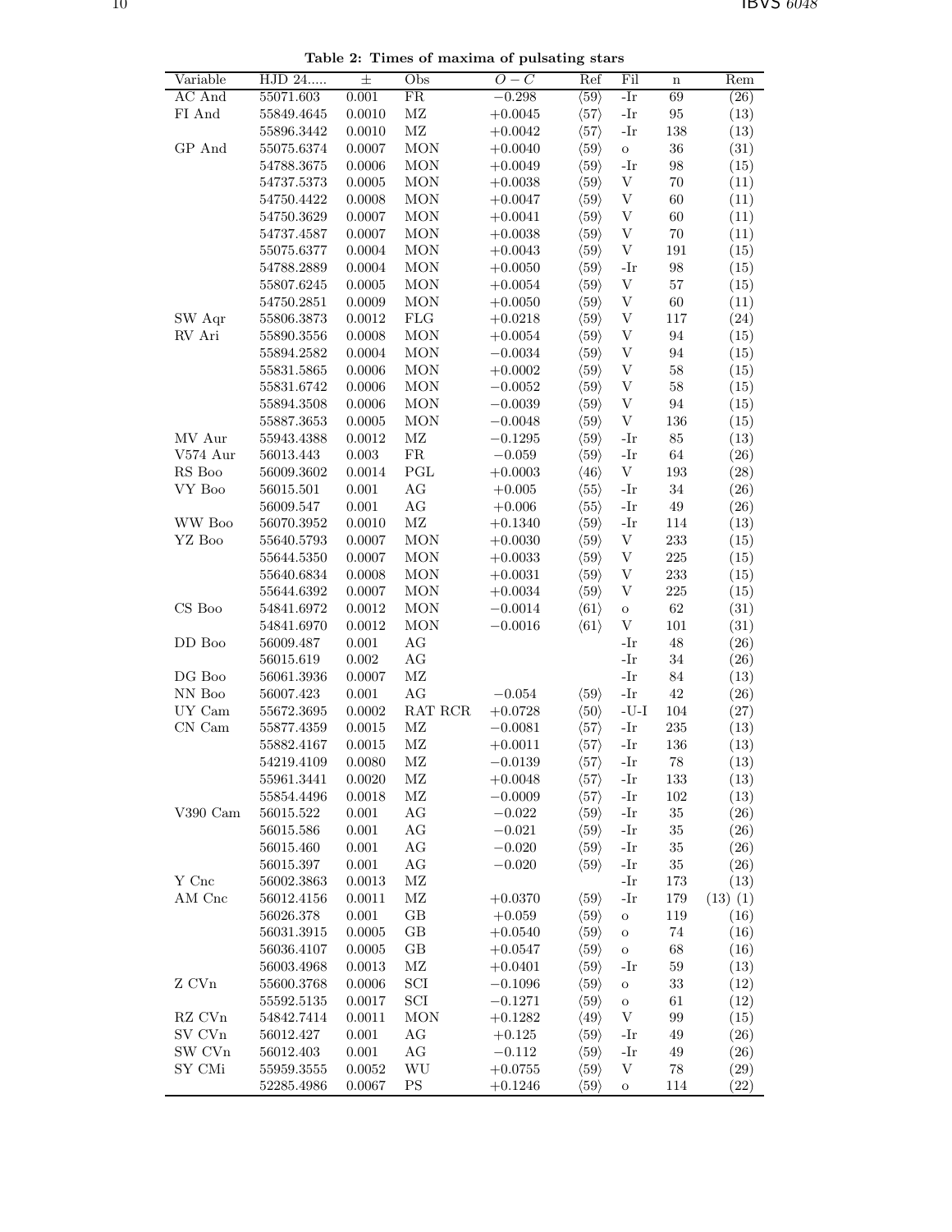**Table 2: Times of maxima of pulsating stars**

| Variable | HJD 24..... | ± | Obs | $O-C$ | Ref | Fil | n | Rem |
|---|---|---|---|---|---|---|---|---|
| AC And | 55071.603 | 0.001 | FR | $-0.298$ | ⟨59⟩ | -Ir | 69 | (26) |
| FI And | 55849.4645 | 0.0010 | MZ | $+0.0045$ | ⟨57⟩ | -Ir | 95 | (13) |
| | 55896.3442 | 0.0010 | MZ | $+0.0042$ | ⟨57⟩ | -Ir | 138 | (13) |
| GP And | 55075.6374 | 0.0007 | MON | $+0.0040$ | ⟨59⟩ | o | 36 | (31) |
| | 54788.3675 | 0.0006 | MON | $+0.0049$ | ⟨59⟩ | -Ir | 98 | (15) |
| | 54737.5373 | 0.0005 | MON | $+0.0038$ | ⟨59⟩ | V | 70 | (11) |
| | 54750.4422 | 0.0008 | MON | $+0.0047$ | ⟨59⟩ | V | 60 | (11) |
| | 54750.3629 | 0.0007 | MON | $+0.0041$ | ⟨59⟩ | V | 60 | (11) |
| | 54737.4587 | 0.0007 | MON | $+0.0038$ | ⟨59⟩ | V | 70 | (11) |
| | 55075.6377 | 0.0004 | MON | $+0.0043$ | ⟨59⟩ | V | 191 | (15) |
| | 54788.2889 | 0.0004 | MON | $+0.0050$ | ⟨59⟩ | -Ir | 98 | (15) |
| | 55807.6245 | 0.0005 | MON | $+0.0054$ | ⟨59⟩ | V | 57 | (15) |
| | 54750.2851 | 0.0009 | MON | $+0.0050$ | ⟨59⟩ | V | 60 | (11) |
| SW Aqr | 55806.3873 | 0.0012 | FLG | $+0.0218$ | ⟨59⟩ | V | 117 | (24) |
| RV Ari | 55890.3556 | 0.0008 | MON | $+0.0054$ | ⟨59⟩ | V | 94 | (15) |
| | 55894.2582 | 0.0004 | MON | $-0.0034$ | ⟨59⟩ | V | 94 | (15) |
| | 55831.5865 | 0.0006 | MON | $+0.0002$ | ⟨59⟩ | V | 58 | (15) |
| | 55831.6742 | 0.0006 | MON | $-0.0052$ | ⟨59⟩ | V | 58 | (15) |
| | 55894.3508 | 0.0006 | MON | $-0.0039$ | ⟨59⟩ | V | 94 | (15) |
| | 55887.3653 | 0.0005 | MON | $-0.0048$ | ⟨59⟩ | V | 136 | (15) |
| MV Aur | 55943.4388 | 0.0012 | MZ | $-0.1295$ | ⟨59⟩ | -Ir | 85 | (13) |
| V574 Aur | 56013.443 | 0.003 | FR | $-0.059$ | ⟨59⟩ | -Ir | 64 | (26) |
| RS Boo | 56009.3602 | 0.0014 | PGL | $+0.0003$ | ⟨46⟩ | V | 193 | (28) |
| VY Boo | 56015.501 | 0.001 | AG | $+0.005$ | ⟨55⟩ | -Ir | 34 | (26) |
| | 56009.547 | 0.001 | AG | $+0.006$ | ⟨55⟩ | -Ir | 49 | (26) |
| WW Boo | 56070.3952 | 0.0010 | MZ | $+0.1340$ | ⟨59⟩ | -Ir | 114 | (13) |
| YZ Boo | 55640.5793 | 0.0007 | MON | $+0.0030$ | ⟨59⟩ | V | 233 | (15) |
| | 55644.5350 | 0.0007 | MON | $+0.0033$ | ⟨59⟩ | V | 225 | (15) |
| | 55640.6834 | 0.0008 | MON | $+0.0031$ | ⟨59⟩ | V | 233 | (15) |
| | 55644.6392 | 0.0007 | MON | $+0.0034$ | ⟨59⟩ | V | 225 | (15) |
| CS Boo | 54841.6972 | 0.0012 | MON | $-0.0014$ | ⟨61⟩ | o | 62 | (31) |
| | 54841.6970 | 0.0012 | MON | $-0.0016$ | ⟨61⟩ | V | 101 | (31) |
| DD Boo | 56009.487 | 0.001 | AG | | | -Ir | 48 | (26) |
| | 56015.619 | 0.002 | AG | | | -Ir | 34 | (26) |
| DG Boo | 56061.3936 | 0.0007 | MZ | | | -Ir | 84 | (13) |
| NN Boo | 56007.423 | 0.001 | AG | $-0.054$ | ⟨59⟩ | -Ir | 42 | (26) |
| UY Cam | 55672.3695 | 0.0002 | RAT RCR | $+0.0728$ | ⟨50⟩ | -U-I | 104 | (27) |
| CN Cam | 55877.4359 | 0.0015 | MZ | $-0.0081$ | ⟨57⟩ | -Ir | 235 | (13) |
| | 55882.4167 | 0.0015 | MZ | $+0.0011$ | ⟨57⟩ | -Ir | 136 | (13) |
| | 54219.4109 | 0.0080 | MZ | $-0.0139$ | ⟨57⟩ | -Ir | 78 | (13) |
| | 55961.3441 | 0.0020 | MZ | $+0.0048$ | ⟨57⟩ | -Ir | 133 | (13) |
| | 55854.4496 | 0.0018 | MZ | $-0.0009$ | ⟨57⟩ | -Ir | 102 | (13) |
| V390 Cam | 56015.522 | 0.001 | AG | $-0.022$ | ⟨59⟩ | -Ir | 35 | (26) |
| | 56015.586 | 0.001 | AG | $-0.021$ | ⟨59⟩ | -Ir | 35 | (26) |
| | 56015.460 | 0.001 | AG | $-0.020$ | ⟨59⟩ | -Ir | 35 | (26) |
| | 56015.397 | 0.001 | AG | $-0.020$ | ⟨59⟩ | -Ir | 35 | (26) |
| Y Cnc | 56002.3863 | 0.0013 | MZ | | | -Ir | 173 | (13) |
| AM Cnc | 56012.4156 | 0.0011 | MZ | $+0.0370$ | ⟨59⟩ | -Ir | 179 | (13) (1) |
| | 56026.378 | 0.001 | GB | $+0.059$ | ⟨59⟩ | o | 119 | (16) |
| | 56031.3915 | 0.0005 | GB | $+0.0540$ | ⟨59⟩ | o | 74 | (16) |
| | 56036.4107 | 0.0005 | GB | $+0.0547$ | ⟨59⟩ | o | 68 | (16) |
| | 56003.4968 | 0.0013 | MZ | $+0.0401$ | ⟨59⟩ | -Ir | 59 | (13) |
| Z CVn | 55600.3768 | 0.0006 | SCI | $-0.1096$ | ⟨59⟩ | o | 33 | (12) |
| | 55592.5135 | 0.0017 | SCI | $-0.1271$ | ⟨59⟩ | o | 61 | (12) |
| RZ CVn | 54842.7414 | 0.0011 | MON | $+0.1282$ | ⟨49⟩ | V | 99 | (15) |
| SV CVn | 56012.427 | 0.001 | AG | $+0.125$ | ⟨59⟩ | -Ir | 49 | (26) |
| SW CVn | 56012.403 | 0.001 | AG | $-0.112$ | ⟨59⟩ | -Ir | 49 | (26) |
| SY CMi | 55959.3555 | 0.0052 | WU | $+0.0755$ | ⟨59⟩ | V | 78 | (29) |
| | 52285.4986 | 0.0067 | PS | $+0.1246$ | ⟨59⟩ | o | 114 | (22) |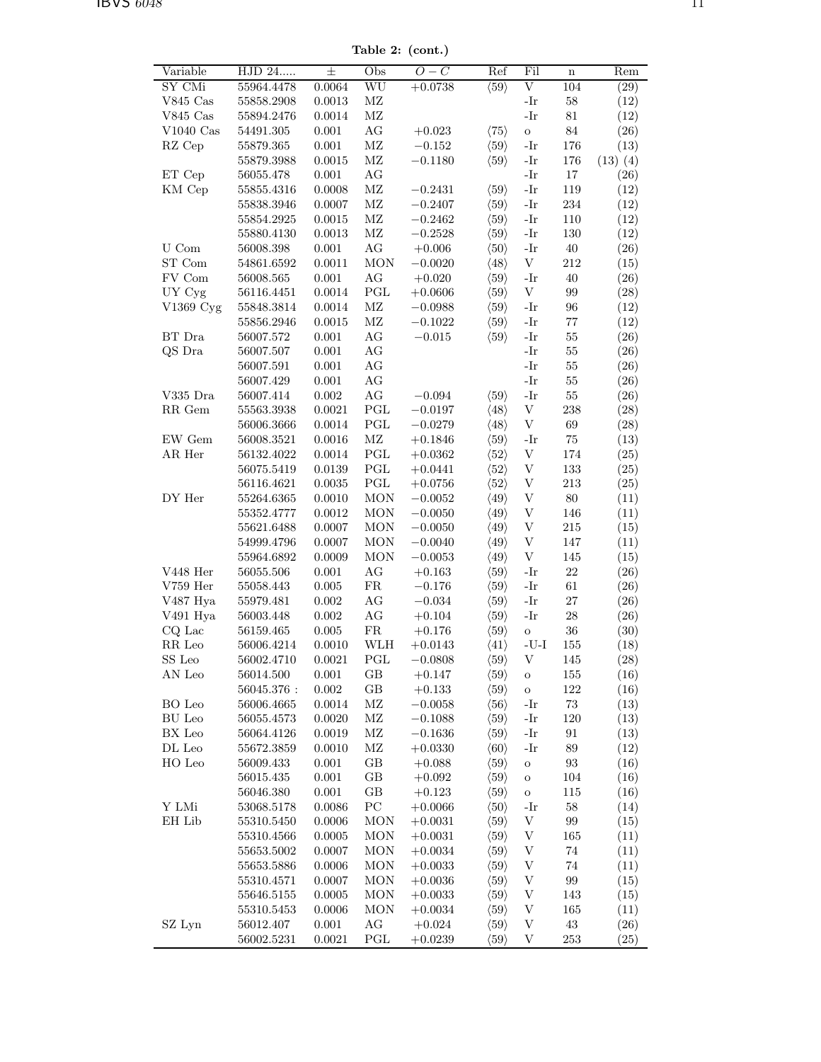**Table 2: (cont.)**

| Variable | HJD 24..... | ± | Obs | $O-C$ | Ref | Fil | n | Rem |
|---|---|---|---|---|---|---|---|---|
| SY CMi | 55964.4478 | 0.0064 | WU | +0.0738 | ⟨59⟩ | V | 104 | (29) |
| V845 Cas | 55858.2908 | 0.0013 | MZ | | | -Ir | 58 | (12) |
| V845 Cas | 55894.2476 | 0.0014 | MZ | | | -Ir | 81 | (12) |
| V1040 Cas | 54491.305 | 0.001 | AG | +0.023 | ⟨75⟩ | o | 84 | (26) |
| RZ Cep | 55879.365 | 0.001 | MZ | −0.152 | ⟨59⟩ | -Ir | 176 | (13) |
| | 55879.3988 | 0.0015 | MZ | −0.1180 | ⟨59⟩ | -Ir | 176 | (13) (4) |
| ET Cep | 56055.478 | 0.001 | AG | | | -Ir | 17 | (26) |
| KM Cep | 55855.4316 | 0.0008 | MZ | −0.2431 | ⟨59⟩ | -Ir | 119 | (12) |
| | 55838.3946 | 0.0007 | MZ | −0.2407 | ⟨59⟩ | -Ir | 234 | (12) |
| | 55854.2925 | 0.0015 | MZ | −0.2462 | ⟨59⟩ | -Ir | 110 | (12) |
| | 55880.4130 | 0.0013 | MZ | −0.2528 | ⟨59⟩ | -Ir | 130 | (12) |
| U Com | 56008.398 | 0.001 | AG | +0.006 | ⟨50⟩ | -Ir | 40 | (26) |
| ST Com | 54861.6592 | 0.0011 | MON | −0.0020 | ⟨48⟩ | V | 212 | (15) |
| FV Com | 56008.565 | 0.001 | AG | +0.020 | ⟨59⟩ | -Ir | 40 | (26) |
| UY Cyg | 56116.4451 | 0.0014 | PGL | +0.0606 | ⟨59⟩ | V | 99 | (28) |
| V1369 Cyg | 55848.3814 | 0.0014 | MZ | −0.0988 | ⟨59⟩ | -Ir | 96 | (12) |
| | 55856.2946 | 0.0015 | MZ | −0.1022 | ⟨59⟩ | -Ir | 77 | (12) |
| BT Dra | 56007.572 | 0.001 | AG | −0.015 | ⟨59⟩ | -Ir | 55 | (26) |
| QS Dra | 56007.507 | 0.001 | AG | | | -Ir | 55 | (26) |
| | 56007.591 | 0.001 | AG | | | -Ir | 55 | (26) |
| | 56007.429 | 0.001 | AG | | | -Ir | 55 | (26) |
| V335 Dra | 56007.414 | 0.002 | AG | −0.094 | ⟨59⟩ | -Ir | 55 | (26) |
| RR Gem | 55563.3938 | 0.0021 | PGL | −0.0197 | ⟨48⟩ | V | 238 | (28) |
| | 56006.3666 | 0.0014 | PGL | −0.0279 | ⟨48⟩ | V | 69 | (28) |
| EW Gem | 56008.3521 | 0.0016 | MZ | +0.1846 | ⟨59⟩ | -Ir | 75 | (13) |
| AR Her | 56132.4022 | 0.0014 | PGL | +0.0362 | ⟨52⟩ | V | 174 | (25) |
| | 56075.5419 | 0.0139 | PGL | +0.0441 | ⟨52⟩ | V | 133 | (25) |
| | 56116.4621 | 0.0035 | PGL | +0.0756 | ⟨52⟩ | V | 213 | (25) |
| DY Her | 55264.6365 | 0.0010 | MON | −0.0052 | ⟨49⟩ | V | 80 | (11) |
| | 55352.4777 | 0.0012 | MON | −0.0050 | ⟨49⟩ | V | 146 | (11) |
| | 55621.6488 | 0.0007 | MON | −0.0050 | ⟨49⟩ | V | 215 | (15) |
| | 54999.4796 | 0.0007 | MON | −0.0040 | ⟨49⟩ | V | 147 | (11) |
| | 55964.6892 | 0.0009 | MON | −0.0053 | ⟨49⟩ | V | 145 | (15) |
| V448 Her | 56055.506 | 0.001 | AG | +0.163 | ⟨59⟩ | -Ir | 22 | (26) |
| V759 Her | 55058.443 | 0.005 | FR | −0.176 | ⟨59⟩ | -Ir | 61 | (26) |
| V487 Hya | 55979.481 | 0.002 | AG | −0.034 | ⟨59⟩ | -Ir | 27 | (26) |
| V491 Hya | 56003.448 | 0.002 | AG | +0.104 | ⟨59⟩ | -Ir | 28 | (26) |
| CQ Lac | 56159.465 | 0.005 | FR | +0.176 | ⟨59⟩ | o | 36 | (30) |
| RR Leo | 56006.4214 | 0.0010 | WLH | +0.0143 | ⟨41⟩ | -U-I | 155 | (18) |
| SS Leo | 56002.4710 | 0.0021 | PGL | −0.0808 | ⟨59⟩ | V | 145 | (28) |
| AN Leo | 56014.500 | 0.001 | GB | +0.147 | ⟨59⟩ | o | 155 | (16) |
| | 56045.376 : | 0.002 | GB | +0.133 | ⟨59⟩ | o | 122 | (16) |
| BO Leo | 56006.4665 | 0.0014 | MZ | −0.0058 | ⟨56⟩ | -Ir | 73 | (13) |
| BU Leo | 56055.4573 | 0.0020 | MZ | −0.1088 | ⟨59⟩ | -Ir | 120 | (13) |
| BX Leo | 56064.4126 | 0.0019 | MZ | −0.1636 | ⟨59⟩ | -Ir | 91 | (13) |
| DL Leo | 55672.3859 | 0.0010 | MZ | +0.0330 | ⟨60⟩ | -Ir | 89 | (12) |
| HO Leo | 56009.433 | 0.001 | GB | +0.088 | ⟨59⟩ | o | 93 | (16) |
| | 56015.435 | 0.001 | GB | +0.092 | ⟨59⟩ | o | 104 | (16) |
| | 56046.380 | 0.001 | GB | +0.123 | ⟨59⟩ | o | 115 | (16) |
| Y LMi | 53068.5178 | 0.0086 | PC | +0.0066 | ⟨50⟩ | -Ir | 58 | (14) |
| EH Lib | 55310.5450 | 0.0006 | MON | +0.0031 | ⟨59⟩ | V | 99 | (15) |
| | 55310.4566 | 0.0005 | MON | +0.0031 | ⟨59⟩ | V | 165 | (11) |
| | 55653.5002 | 0.0007 | MON | +0.0034 | ⟨59⟩ | V | 74 | (11) |
| | 55653.5886 | 0.0006 | MON | +0.0033 | ⟨59⟩ | V | 74 | (11) |
| | 55310.4571 | 0.0007 | MON | +0.0036 | ⟨59⟩ | V | 99 | (15) |
| | 55646.5155 | 0.0005 | MON | +0.0033 | ⟨59⟩ | V | 143 | (15) |
| | 55310.5453 | 0.0006 | MON | +0.0034 | ⟨59⟩ | V | 165 | (11) |
| SZ Lyn | 56012.407 | 0.001 | AG | +0.024 | ⟨59⟩ | V | 43 | (26) |
| | 56002.5231 | 0.0021 | PGL | +0.0239 | ⟨59⟩ | V | 253 | (25) |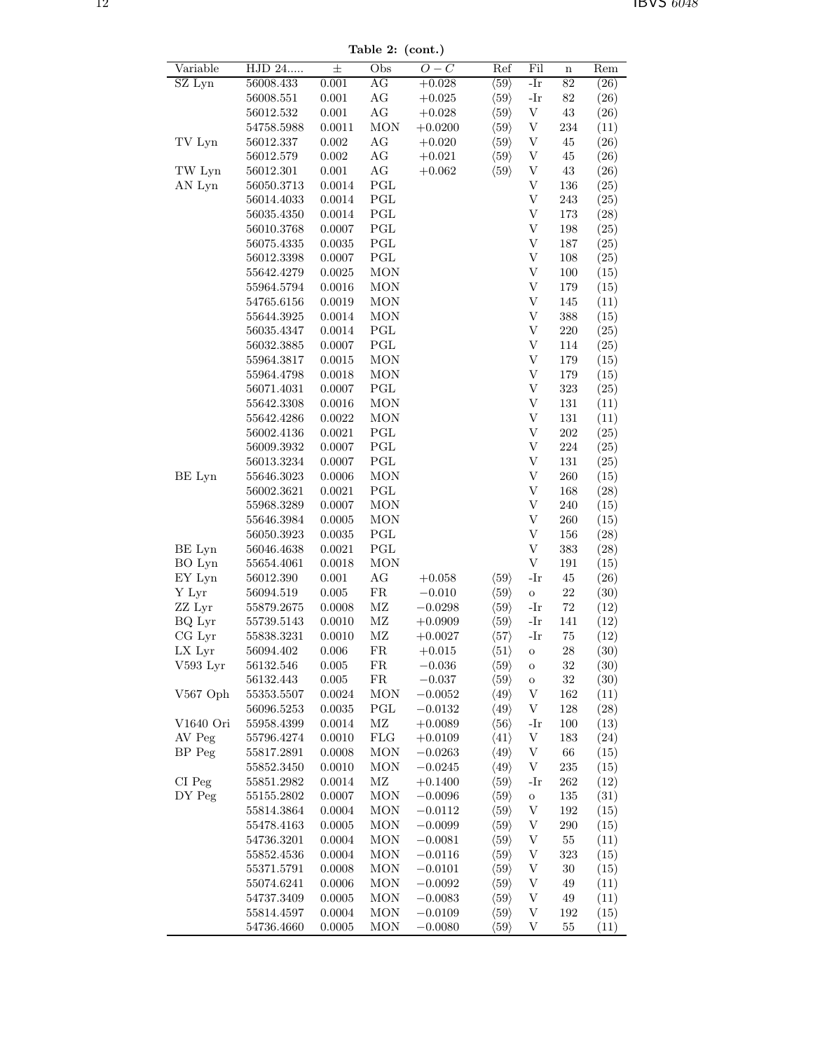**Table 2: (cont.)**

| Variable | HJD 24..... | ± | Obs | $O-C$ | Ref | Fil | n | Rem |
|---|---|---|---|---|---|---|---|---|
| SZ Lyn | 56008.433 | 0.001 | AG | +0.028 | ⟨59⟩ | -Ir | 82 | (26) |
| | 56008.551 | 0.001 | AG | +0.025 | ⟨59⟩ | -Ir | 82 | (26) |
| | 56012.532 | 0.001 | AG | +0.028 | ⟨59⟩ | V | 43 | (26) |
| | 54758.5988 | 0.0011 | MON | +0.0200 | ⟨59⟩ | V | 234 | (11) |
| TV Lyn | 56012.337 | 0.002 | AG | +0.020 | ⟨59⟩ | V | 45 | (26) |
| | 56012.579 | 0.002 | AG | +0.021 | ⟨59⟩ | V | 45 | (26) |
| TW Lyn | 56012.301 | 0.001 | AG | +0.062 | ⟨59⟩ | V | 43 | (26) |
| AN Lyn | 56050.3713 | 0.0014 | PGL | | | V | 136 | (25) |
| | 56014.4033 | 0.0014 | PGL | | | V | 243 | (25) |
| | 56035.4350 | 0.0014 | PGL | | | V | 173 | (28) |
| | 56010.3768 | 0.0007 | PGL | | | V | 198 | (25) |
| | 56075.4335 | 0.0035 | PGL | | | V | 187 | (25) |
| | 56012.3398 | 0.0007 | PGL | | | V | 108 | (25) |
| | 55642.4279 | 0.0025 | MON | | | V | 100 | (15) |
| | 55964.5794 | 0.0016 | MON | | | V | 179 | (15) |
| | 54765.6156 | 0.0019 | MON | | | V | 145 | (11) |
| | 55644.3925 | 0.0014 | MON | | | V | 388 | (15) |
| | 56035.4347 | 0.0014 | PGL | | | V | 220 | (25) |
| | 56032.3885 | 0.0007 | PGL | | | V | 114 | (25) |
| | 55964.3817 | 0.0015 | MON | | | V | 179 | (15) |
| | 55964.4798 | 0.0018 | MON | | | V | 179 | (15) |
| | 56071.4031 | 0.0007 | PGL | | | V | 323 | (25) |
| | 55642.3308 | 0.0016 | MON | | | V | 131 | (11) |
| | 55642.4286 | 0.0022 | MON | | | V | 131 | (11) |
| | 56002.4136 | 0.0021 | PGL | | | V | 202 | (25) |
| | 56009.3932 | 0.0007 | PGL | | | V | 224 | (25) |
| | 56013.3234 | 0.0007 | PGL | | | V | 131 | (25) |
| BE Lyn | 55646.3023 | 0.0006 | MON | | | V | 260 | (15) |
| | 56002.3621 | 0.0021 | PGL | | | V | 168 | (28) |
| | 55968.3289 | 0.0007 | MON | | | V | 240 | (15) |
| | 55646.3984 | 0.0005 | MON | | | V | 260 | (15) |
| | 56050.3923 | 0.0035 | PGL | | | V | 156 | (28) |
| BE Lyn | 56046.4638 | 0.0021 | PGL | | | V | 383 | (28) |
| BO Lyn | 55654.4061 | 0.0018 | MON | | | V | 191 | (15) |
| EY Lyn | 56012.390 | 0.001 | AG | +0.058 | ⟨59⟩ | -Ir | 45 | (26) |
| Y Lyr | 56094.519 | 0.005 | FR | −0.010 | ⟨59⟩ | o | 22 | (30) |
| ZZ Lyr | 55879.2675 | 0.0008 | MZ | −0.0298 | ⟨59⟩ | -Ir | 72 | (12) |
| BQ Lyr | 55739.5143 | 0.0010 | MZ | +0.0909 | ⟨59⟩ | -Ir | 141 | (12) |
| CG Lyr | 55838.3231 | 0.0010 | MZ | +0.0027 | ⟨57⟩ | -Ir | 75 | (12) |
| LX Lyr | 56094.402 | 0.006 | FR | +0.015 | ⟨51⟩ | o | 28 | (30) |
| V593 Lyr | 56132.546 | 0.005 | FR | −0.036 | ⟨59⟩ | o | 32 | (30) |
| | 56132.443 | 0.005 | FR | −0.037 | ⟨59⟩ | o | 32 | (30) |
| V567 Oph | 55353.5507 | 0.0024 | MON | −0.0052 | ⟨49⟩ | V | 162 | (11) |
| | 56096.5253 | 0.0035 | PGL | −0.0132 | ⟨49⟩ | V | 128 | (28) |
| V1640 Ori | 55958.4399 | 0.0014 | MZ | +0.0089 | ⟨56⟩ | -Ir | 100 | (13) |
| AV Peg | 55796.4274 | 0.0010 | FLG | +0.0109 | ⟨41⟩ | V | 183 | (24) |
| BP Peg | 55817.2891 | 0.0008 | MON | −0.0263 | ⟨49⟩ | V | 66 | (15) |
| | 55852.3450 | 0.0010 | MON | −0.0245 | ⟨49⟩ | V | 235 | (15) |
| CI Peg | 55851.2982 | 0.0014 | MZ | +0.1400 | ⟨59⟩ | -Ir | 262 | (12) |
| DY Peg | 55155.2802 | 0.0007 | MON | −0.0096 | ⟨59⟩ | o | 135 | (31) |
| | 55814.3864 | 0.0004 | MON | −0.0112 | ⟨59⟩ | V | 192 | (15) |
| | 55478.4163 | 0.0005 | MON | −0.0099 | ⟨59⟩ | V | 290 | (15) |
| | 54736.3201 | 0.0004 | MON | −0.0081 | ⟨59⟩ | V | 55 | (11) |
| | 55852.4536 | 0.0004 | MON | −0.0116 | ⟨59⟩ | V | 323 | (15) |
| | 55371.5791 | 0.0008 | MON | −0.0101 | ⟨59⟩ | V | 30 | (15) |
| | 55074.6241 | 0.0006 | MON | −0.0092 | ⟨59⟩ | V | 49 | (11) |
| | 54737.3409 | 0.0005 | MON | −0.0083 | ⟨59⟩ | V | 49 | (11) |
| | 55814.4597 | 0.0004 | MON | −0.0109 | ⟨59⟩ | V | 192 | (15) |
| | 54736.4660 | 0.0005 | MON | −0.0080 | ⟨59⟩ | V | 55 | (11) |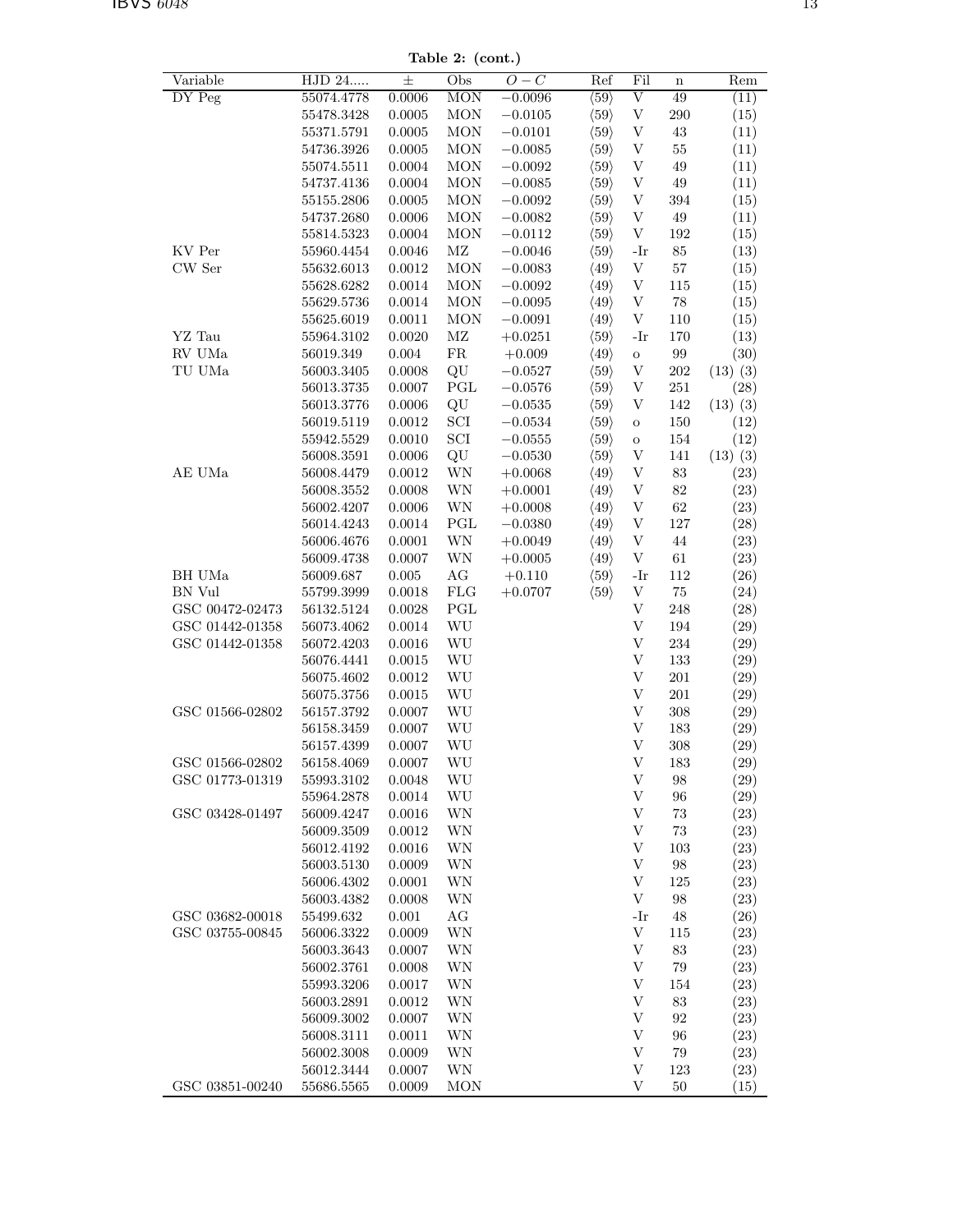**Table 2: (cont.)**

| Variable | HJD 24..... | ± | Obs | $O-C$ | Ref | Fil | n | Rem |
|---|---|---|---|---|---|---|---|---|
| DY Peg | 55074.4778 | 0.0006 | MON | −0.0096 | ⟨59⟩ | V | 49 | (11) |
| | 55478.3428 | 0.0005 | MON | −0.0105 | ⟨59⟩ | V | 290 | (15) |
| | 55371.5791 | 0.0005 | MON | −0.0101 | ⟨59⟩ | V | 43 | (11) |
| | 54736.3926 | 0.0005 | MON | −0.0085 | ⟨59⟩ | V | 55 | (11) |
| | 55074.5511 | 0.0004 | MON | −0.0092 | ⟨59⟩ | V | 49 | (11) |
| | 54737.4136 | 0.0004 | MON | −0.0085 | ⟨59⟩ | V | 49 | (11) |
| | 55155.2806 | 0.0005 | MON | −0.0092 | ⟨59⟩ | V | 394 | (15) |
| | 54737.2680 | 0.0006 | MON | −0.0082 | ⟨59⟩ | V | 49 | (11) |
| | 55814.5323 | 0.0004 | MON | −0.0112 | ⟨59⟩ | V | 192 | (15) |
| KV Per | 55960.4454 | 0.0046 | MZ | −0.0046 | ⟨59⟩ | -Ir | 85 | (13) |
| CW Ser | 55632.6013 | 0.0012 | MON | −0.0083 | ⟨49⟩ | V | 57 | (15) |
| | 55628.6282 | 0.0014 | MON | −0.0092 | ⟨49⟩ | V | 115 | (15) |
| | 55629.5736 | 0.0014 | MON | −0.0095 | ⟨49⟩ | V | 78 | (15) |
| | 55625.6019 | 0.0011 | MON | −0.0091 | ⟨49⟩ | V | 110 | (15) |
| YZ Tau | 55964.3102 | 0.0020 | MZ | +0.0251 | ⟨59⟩ | -Ir | 170 | (13) |
| RV UMa | 56019.349 | 0.004 | FR | +0.009 | ⟨49⟩ | o | 99 | (30) |
| TU UMa | 56003.3405 | 0.0008 | QU | −0.0527 | ⟨59⟩ | V | 202 | (13) (3) |
| | 56013.3735 | 0.0007 | PGL | −0.0576 | ⟨59⟩ | V | 251 | (28) |
| | 56013.3776 | 0.0006 | QU | −0.0535 | ⟨59⟩ | V | 142 | (13) (3) |
| | 56019.5119 | 0.0012 | SCI | −0.0534 | ⟨59⟩ | o | 150 | (12) |
| | 55942.5529 | 0.0010 | SCI | −0.0555 | ⟨59⟩ | o | 154 | (12) |
| | 56008.3591 | 0.0006 | QU | −0.0530 | ⟨59⟩ | V | 141 | (13) (3) |
| AE UMa | 56008.4479 | 0.0012 | WN | +0.0068 | ⟨49⟩ | V | 83 | (23) |
| | 56008.3552 | 0.0008 | WN | +0.0001 | ⟨49⟩ | V | 82 | (23) |
| | 56002.4207 | 0.0006 | WN | +0.0008 | ⟨49⟩ | V | 62 | (23) |
| | 56014.4243 | 0.0014 | PGL | −0.0380 | ⟨49⟩ | V | 127 | (28) |
| | 56006.4676 | 0.0001 | WN | +0.0049 | ⟨49⟩ | V | 44 | (23) |
| | 56009.4738 | 0.0007 | WN | +0.0005 | ⟨49⟩ | V | 61 | (23) |
| BH UMa | 56009.687 | 0.005 | AG | +0.110 | ⟨59⟩ | -Ir | 112 | (26) |
| BN Vul | 55799.3999 | 0.0018 | FLG | +0.0707 | ⟨59⟩ | V | 75 | (24) |
| GSC 00472-02473 | 56132.5124 | 0.0028 | PGL | | | V | 248 | (28) |
| GSC 01442-01358 | 56073.4062 | 0.0014 | WU | | | V | 194 | (29) |
| GSC 01442-01358 | 56072.4203 | 0.0016 | WU | | | V | 234 | (29) |
| | 56076.4441 | 0.0015 | WU | | | V | 133 | (29) |
| | 56075.4602 | 0.0012 | WU | | | V | 201 | (29) |
| | 56075.3756 | 0.0015 | WU | | | V | 201 | (29) |
| GSC 01566-02802 | 56157.3792 | 0.0007 | WU | | | V | 308 | (29) |
| | 56158.3459 | 0.0007 | WU | | | V | 183 | (29) |
| | 56157.4399 | 0.0007 | WU | | | V | 308 | (29) |
| GSC 01566-02802 | 56158.4069 | 0.0007 | WU | | | V | 183 | (29) |
| GSC 01773-01319 | 55993.3102 | 0.0048 | WU | | | V | 98 | (29) |
| | 55964.2878 | 0.0014 | WU | | | V | 96 | (29) |
| GSC 03428-01497 | 56009.4247 | 0.0016 | WN | | | V | 73 | (23) |
| | 56009.3509 | 0.0012 | WN | | | V | 73 | (23) |
| | 56012.4192 | 0.0016 | WN | | | V | 103 | (23) |
| | 56003.5130 | 0.0009 | WN | | | V | 98 | (23) |
| | 56006.4302 | 0.0001 | WN | | | V | 125 | (23) |
| | 56003.4382 | 0.0008 | WN | | | V | 98 | (23) |
| GSC 03682-00018 | 55499.632 | 0.001 | AG | | | -Ir | 48 | (26) |
| GSC 03755-00845 | 56006.3322 | 0.0009 | WN | | | V | 115 | (23) |
| | 56003.3643 | 0.0007 | WN | | | V | 83 | (23) |
| | 56002.3761 | 0.0008 | WN | | | V | 79 | (23) |
| | 55993.3206 | 0.0017 | WN | | | V | 154 | (23) |
| | 56003.2891 | 0.0012 | WN | | | V | 83 | (23) |
| | 56009.3002 | 0.0007 | WN | | | V | 92 | (23) |
| | 56008.3111 | 0.0011 | WN | | | V | 96 | (23) |
| | 56002.3008 | 0.0009 | WN | | | V | 79 | (23) |
| | 56012.3444 | 0.0007 | WN | | | V | 123 | (23) |
| GSC 03851-00240 | 55686.5565 | 0.0009 | MON | | | V | 50 | (15) |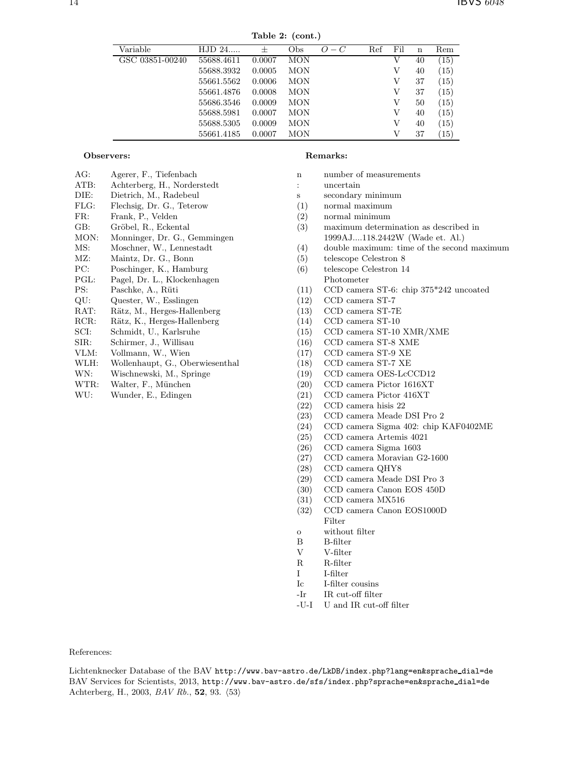**Table 2: (cont.)**

| Variable | HJD 24..... | ± | Obs | $O-C$ | Ref | Fil | n | Rem |
|---|---|---|---|---|---|---|---|---|
| GSC 03851-00240 | 55688.4611 | 0.0007 | MON | | | V | 40 | (15) |
| | 55688.3932 | 0.0005 | MON | | | V | 40 | (15) |
| | 55661.5562 | 0.0006 | MON | | | V | 37 | (15) |
| | 55661.4876 | 0.0008 | MON | | | V | 37 | (15) |
| | 55686.3546 | 0.0009 | MON | | | V | 50 | (15) |
| | 55688.5981 | 0.0007 | MON | | | V | 40 | (15) |
| | 55688.5305 | 0.0009 | MON | | | V | 40 | (15) |
| | 55661.4185 | 0.0007 | MON | | | V | 37 | (15) |

**Observers:**

| | |
|---|---|
| AG: | Agerer, F., Tiefenbach |
| ATB: | Achterberg, H., Norderstedt |
| DIE: | Dietrich, M., Radebeul |
| FLG: | Flechsig, Dr. G., Teterow |
| FR: | Frank, P., Velden |
| GB: | Gröbel, R., Eckental |
| MON: | Monninger, Dr. G., Gemmingen |
| MS: | Moschner, W., Lennestadt |
| MZ: | Maintz, Dr. G., Bonn |
| PC: | Poschinger, K., Hamburg |
| PGL: | Pagel, Dr. L., Klockenhagen |
| PS: | Paschke, A., Rüti |
| QU: | Quester, W., Esslingen |
| RAT: | Rätz, M., Herges-Hallenberg |
| RCR: | Rätz, K., Herges-Hallenberg |
| SCI: | Schmidt, U., Karlsruhe |
| SIR: | Schirmer, J., Willisau |
| VLM: | Vollmann, W., Wien |
| WLH: | Wollenhaupt, G., Oberwiesenthal |
| WN: | Wischnewski, M., Springe |
| WTR: | Walter, F., München |
| WU: | Wunder, E., Edingen |

**Remarks:**

| | |
|---|---|
| n | number of measurements |
| : | uncertain |
| s | secondary minimum |
| (1) | normal maximum |
| (2) | normal minimum |
| (3) | maximum determination as described in 1999AJ....118.2442W (Wade et. Al.) |
| (4) | double maximum: time of the second maximum |
| (5) | telescope Celestron 8 |
| (6) | telescope Celestron 14 |
| | Photometer |
| (11) | CCD camera ST-6: chip 375*242 uncoated |
| (12) | CCD camera ST-7 |
| (13) | CCD camera ST-7E |
| (14) | CCD camera ST-10 |
| (15) | CCD camera ST-10 XMR/XME |
| (16) | CCD camera ST-8 XME |
| (17) | CCD camera ST-9 XE |
| (18) | CCD camera ST-7 XE |
| (19) | CCD camera OES-LcCCD12 |
| (20) | CCD camera Pictor 1616XT |
| (21) | CCD camera Pictor 416XT |
| (22) | CCD camera hisis 22 |
| (23) | CCD camera Meade DSI Pro 2 |
| (24) | CCD camera Sigma 402: chip KAF0402ME |
| (25) | CCD camera Artemis 4021 |
| (26) | CCD camera Sigma 1603 |
| (27) | CCD camera Moravian G2-1600 |
| (28) | CCD camera QHY8 |
| (29) | CCD camera Meade DSI Pro 3 |
| (30) | CCD camera Canon EOS 450D |
| (31) | CCD camera MX516 |
| (32) | CCD camera Canon EOS1000D |
| | Filter |
| o | without filter |
| B | B-filter |
| V | V-filter |
| R | R-filter |
| I | I-filter |
| Ic | I-filter cousins |
| -Ir | IR cut-off filter |
| -U-I | U and IR cut-off filter |

References:

Lichtenknecker Database of the BAV http://www.bav-astro.de/LkDB/index.php?lang=en&sprache_dial=de
BAV Services for Scientists, 2013, http://www.bav-astro.de/sfs/index.php?sprache=en&sprache_dial=de
Achterberg, H., 2003, *BAV Rb.*, **52**, 93. ⟨53⟩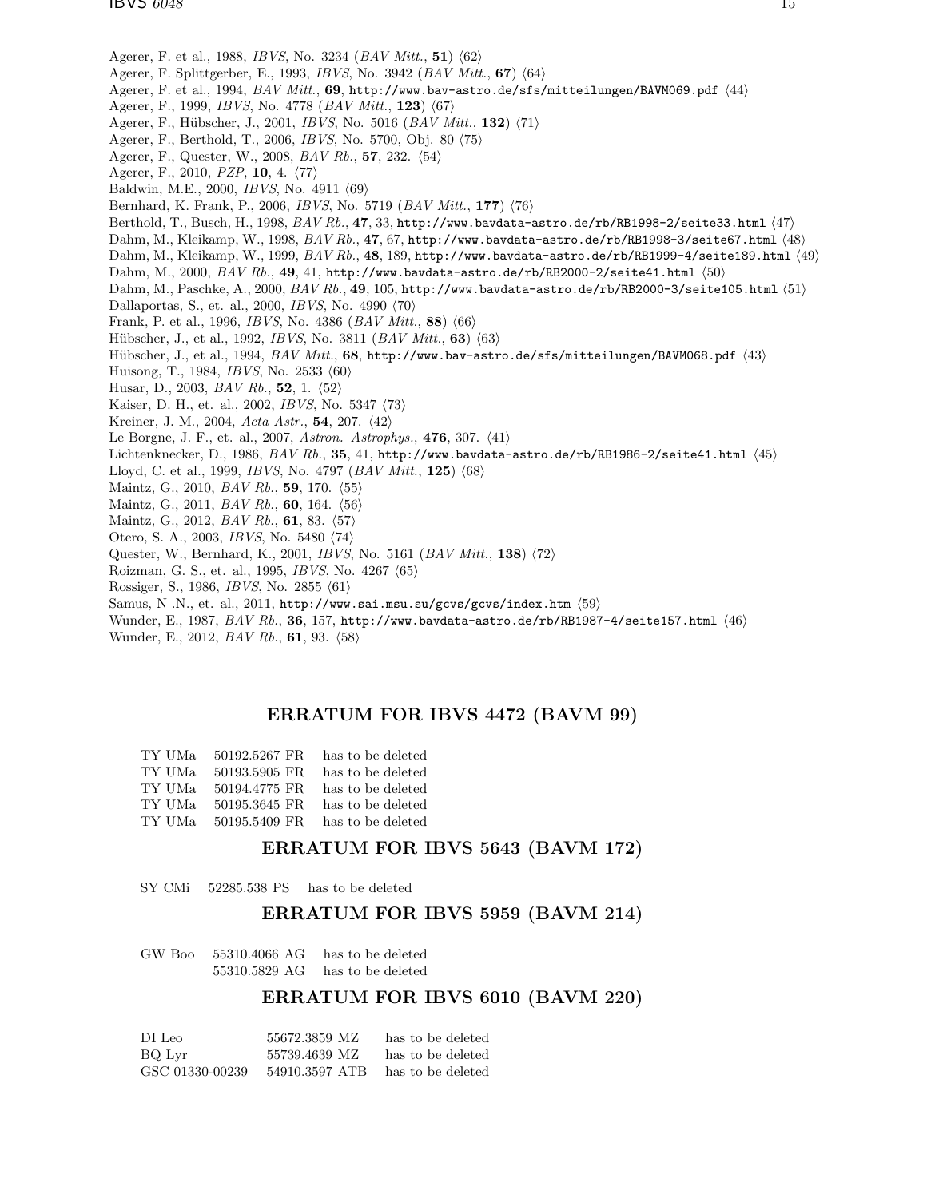Agerer, F. et al., 1988, *IBVS*, No. 3234 (*BAV Mitt.*, **51**) ⟨62⟩
Agerer, F. Splittgerber, E., 1993, *IBVS*, No. 3942 (*BAV Mitt.*, **67**) ⟨64⟩
Agerer, F. et al., 1994, *BAV Mitt.*, **69**, http://www.bav-astro.de/sfs/mitteilungen/BAVM069.pdf ⟨44⟩
Agerer, F., 1999, *IBVS*, No. 4778 (*BAV Mitt.*, **123**) ⟨67⟩
Agerer, F., Hübscher, J., 2001, *IBVS*, No. 5016 (*BAV Mitt.*, **132**) ⟨71⟩
Agerer, F., Berthold, T., 2006, *IBVS*, No. 5700, Obj. 80 ⟨75⟩
Agerer, F., Quester, W., 2008, *BAV Rb.*, **57**, 232. ⟨54⟩
Agerer, F., 2010, *PZP*, **10**, 4. ⟨77⟩
Baldwin, M.E., 2000, *IBVS*, No. 4911 ⟨69⟩
Bernhard, K. Frank, P., 2006, *IBVS*, No. 5719 (*BAV Mitt.*, **177**) ⟨76⟩
Berthold, T., Busch, H., 1998, *BAV Rb.*, **47**, 33, http://www.bavdata-astro.de/rb/RB1998-2/seite33.html ⟨47⟩
Dahm, M., Kleikamp, W., 1998, *BAV Rb.*, **47**, 67, http://www.bavdata-astro.de/rb/RB1998-3/seite67.html ⟨48⟩
Dahm, M., Kleikamp, W., 1999, *BAV Rb.*, **48**, 189, http://www.bavdata-astro.de/rb/RB1999-4/seite189.html ⟨49⟩
Dahm, M., 2000, *BAV Rb.*, **49**, 41, http://www.bavdata-astro.de/rb/RB2000-2/seite41.html ⟨50⟩
Dahm, M., Paschke, A., 2000, *BAV Rb.*, **49**, 105, http://www.bavdata-astro.de/rb/RB2000-3/seite105.html ⟨51⟩
Dallaportas, S., et. al., 2000, *IBVS*, No. 4990 ⟨70⟩
Frank, P. et al., 1996, *IBVS*, No. 4386 (*BAV Mitt.*, **88**) ⟨66⟩
Hübscher, J., et al., 1992, *IBVS*, No. 3811 (*BAV Mitt.*, **63**) ⟨63⟩
Hübscher, J., et al., 1994, *BAV Mitt.*, **68**, http://www.bav-astro.de/sfs/mitteilungen/BAVM068.pdf ⟨43⟩
Huisong, T., 1984, *IBVS*, No. 2533 ⟨60⟩
Husar, D., 2003, *BAV Rb.*, **52**, 1. ⟨52⟩
Kaiser, D. H., et. al., 2002, *IBVS*, No. 5347 ⟨73⟩
Kreiner, J. M., 2004, *Acta Astr.*, **54**, 207. ⟨42⟩
Le Borgne, J. F., et. al., 2007, *Astron. Astrophys.*, **476**, 307. ⟨41⟩
Lichtenknecker, D., 1986, *BAV Rb.*, **35**, 41, http://www.bavdata-astro.de/rb/RB1986-2/seite41.html ⟨45⟩
Lloyd, C. et al., 1999, *IBVS*, No. 4797 (*BAV Mitt.*, **125**) ⟨68⟩
Maintz, G., 2010, *BAV Rb.*, **59**, 170. ⟨55⟩
Maintz, G., 2011, *BAV Rb.*, **60**, 164. ⟨56⟩
Maintz, G., 2012, *BAV Rb.*, **61**, 83. ⟨57⟩
Otero, S. A., 2003, *IBVS*, No. 5480 ⟨74⟩
Quester, W., Bernhard, K., 2001, *IBVS*, No. 5161 (*BAV Mitt.*, **138**) ⟨72⟩
Roizman, G. S., et. al., 1995, *IBVS*, No. 4267 ⟨65⟩
Rossiger, S., 1986, *IBVS*, No. 2855 ⟨61⟩
Samus, N .N., et. al., 2011, http://www.sai.msu.su/gcvs/gcvs/index.htm ⟨59⟩
Wunder, E., 1987, *BAV Rb.*, **36**, 157, http://www.bavdata-astro.de/rb/RB1987-4/seite157.html ⟨46⟩
Wunder, E., 2012, *BAV Rb.*, **61**, 93. ⟨58⟩

## ERRATUM FOR IBVS 4472 (BAVM 99)

| | | |
|---|---|---|
| TY UMa | 50192.5267 FR | has to be deleted |
| TY UMa | 50193.5905 FR | has to be deleted |
| TY UMa | 50194.4775 FR | has to be deleted |
| TY UMa | 50195.3645 FR | has to be deleted |
| TY UMa | 50195.5409 FR | has to be deleted |

## ERRATUM FOR IBVS 5643 (BAVM 172)

| | | |
|---|---|---|
| SY CMi | 52285.538 PS | has to be deleted |

## ERRATUM FOR IBVS 5959 (BAVM 214)

| | | |
|---|---|---|
| GW Boo | 55310.4066 AG | has to be deleted |
| | 55310.5829 AG | has to be deleted |

## ERRATUM FOR IBVS 6010 (BAVM 220)

| | | |
|---|---|---|
| DI Leo | 55672.3859 MZ | has to be deleted |
| BQ Lyr | 55739.4639 MZ | has to be deleted |
| GSC 01330-00239 | 54910.3597 ATB | has to be deleted |